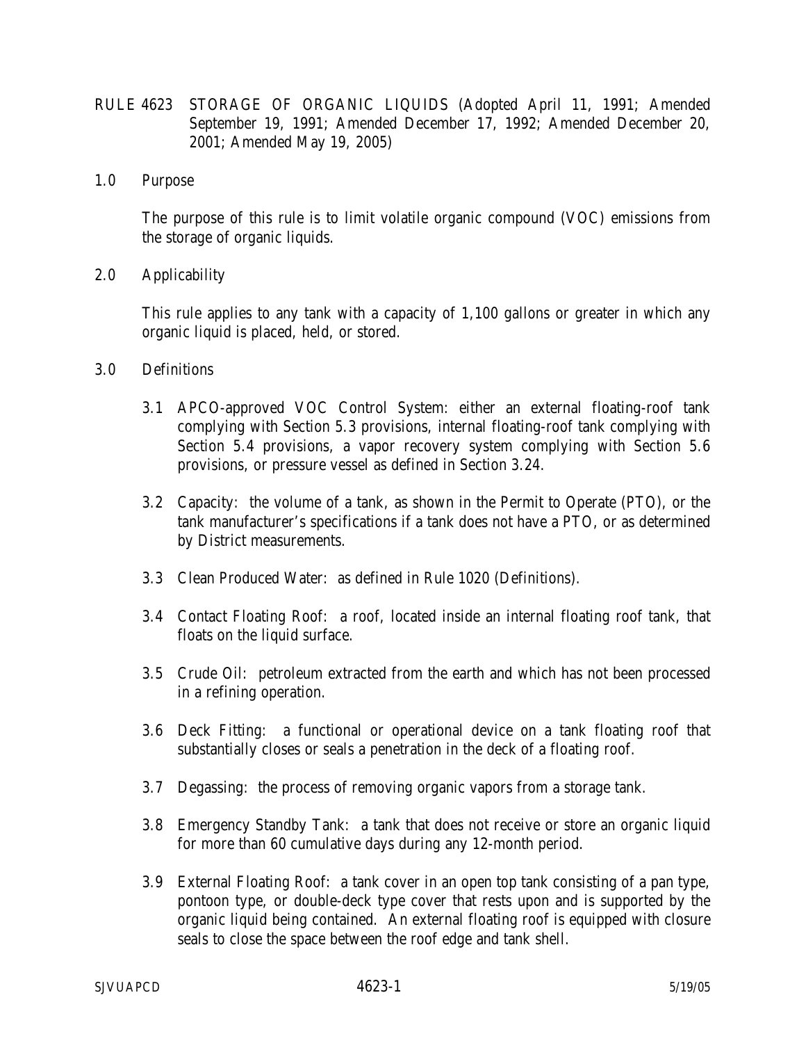# RULE 4623 STORAGE OF ORGANIC LIQUIDS (Adopted April 11, 1991; Amended September 19, 1991; Amended December 17, 1992; Amended December 20, 2001; Amended May 19, 2005)

## 1.0 Purpose

The purpose of this rule is to limit volatile organic compound (VOC) emissions from the storage of organic liquids.

## 2.0 Applicability

This rule applies to any tank with a capacity of 1,100 gallons or greater in which any organic liquid is placed, held, or stored.

## 3.0 Definitions

3.1 APCO-approved VOC Control System: either an external floating-roof tank complying with Section 5.3 provisions, internal floating-roof tank complying with Section 5.4 provisions, a vapor recovery system complying with Section 5.6 provisions, or pressure vessel as defined in Section 3.24.

3.2 Capacity: the volume of a tank, as shown in the Permit to Operate (PTO), or the tank manufacturer's specifications if a tank does not have a PTO, or as determined by District measurements.

3.3 Clean Produced Water: as defined in Rule 1020 (Definitions).

3.4 Contact Floating Roof: a roof, located inside an internal floating roof tank, that floats on the liquid surface.

3.5 Crude Oil: petroleum extracted from the earth and which has not been processed in a refining operation.

3.6 Deck Fitting: a functional or operational device on a tank floating roof that substantially closes or seals a penetration in the deck of a floating roof.

3.7 Degassing: the process of removing organic vapors from a storage tank.

3.8 Emergency Standby Tank: a tank that does not receive or store an organic liquid for more than 60 cumulative days during any 12-month period.

3.9 External Floating Roof: a tank cover in an open top tank consisting of a pan type, pontoon type, or double-deck type cover that rests upon and is supported by the organic liquid being contained. An external floating roof is equipped with closure seals to close the space between the roof edge and tank shell.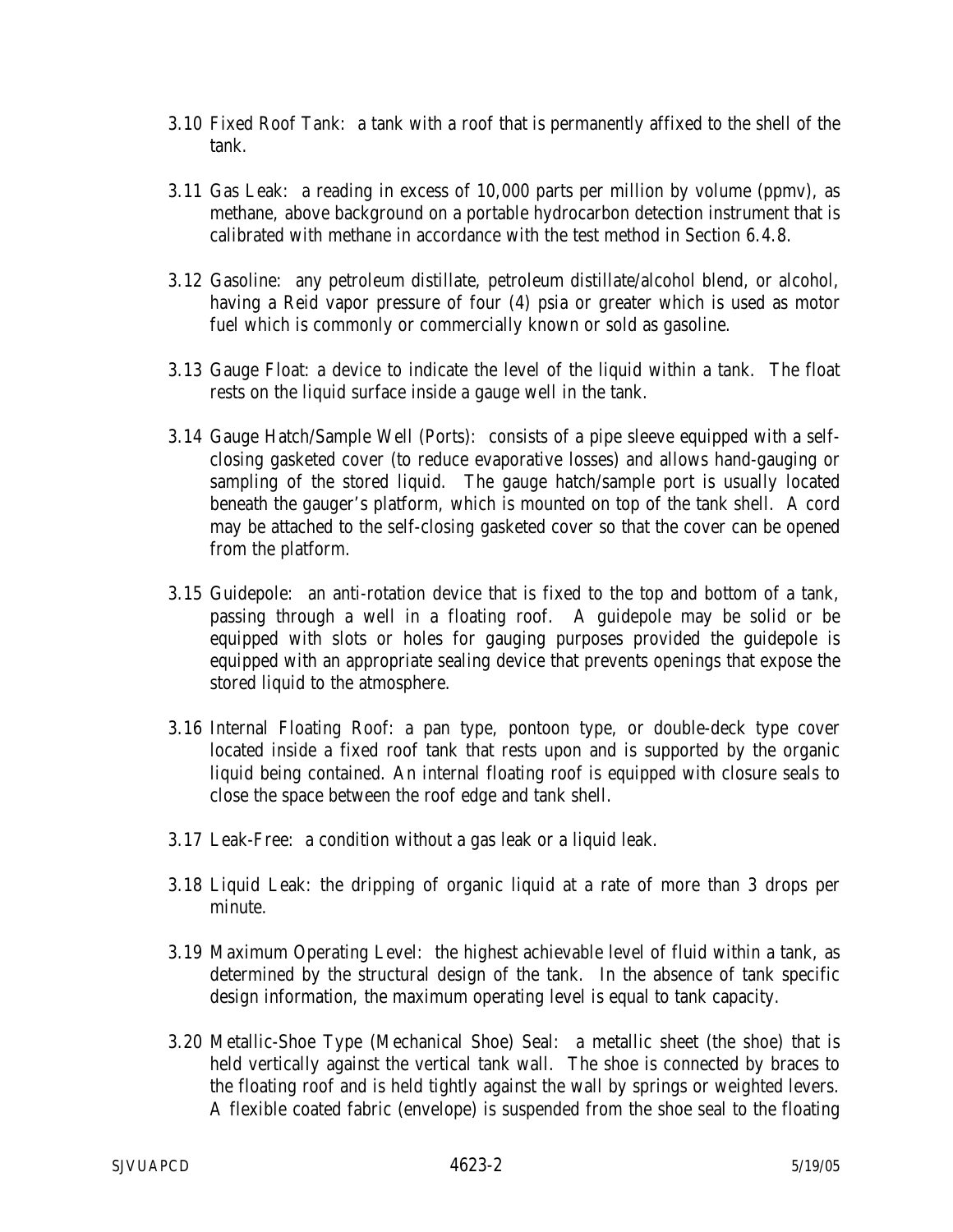3.10 Fixed Roof Tank: a tank with a roof that is permanently affixed to the shell of the tank.

3.11 Gas Leak: a reading in excess of 10,000 parts per million by volume (ppmv), as methane, above background on a portable hydrocarbon detection instrument that is calibrated with methane in accordance with the test method in Section 6.4.8.

3.12 Gasoline: any petroleum distillate, petroleum distillate/alcohol blend, or alcohol, having a Reid vapor pressure of four (4) psia or greater which is used as motor fuel which is commonly or commercially known or sold as gasoline.

3.13 Gauge Float: a device to indicate the level of the liquid within a tank. The float rests on the liquid surface inside a gauge well in the tank.

3.14 Gauge Hatch/Sample Well (Ports): consists of a pipe sleeve equipped with a self-closing gasketed cover (to reduce evaporative losses) and allows hand-gauging or sampling of the stored liquid. The gauge hatch/sample port is usually located beneath the gauger's platform, which is mounted on top of the tank shell. A cord may be attached to the self-closing gasketed cover so that the cover can be opened from the platform.

3.15 Guidepole: an anti-rotation device that is fixed to the top and bottom of a tank, passing through a well in a floating roof. A guidepole may be solid or be equipped with slots or holes for gauging purposes provided the guidepole is equipped with an appropriate sealing device that prevents openings that expose the stored liquid to the atmosphere.

3.16 Internal Floating Roof: a pan type, pontoon type, or double-deck type cover located inside a fixed roof tank that rests upon and is supported by the organic liquid being contained. An internal floating roof is equipped with closure seals to close the space between the roof edge and tank shell.

3.17 Leak-Free: a condition without a gas leak or a liquid leak.

3.18 Liquid Leak: the dripping of organic liquid at a rate of more than 3 drops per minute.

3.19 Maximum Operating Level: the highest achievable level of fluid within a tank, as determined by the structural design of the tank. In the absence of tank specific design information, the maximum operating level is equal to tank capacity.

3.20 Metallic-Shoe Type (Mechanical Shoe) Seal: a metallic sheet (the shoe) that is held vertically against the vertical tank wall. The shoe is connected by braces to the floating roof and is held tightly against the wall by springs or weighted levers. A flexible coated fabric (envelope) is suspended from the shoe seal to the floating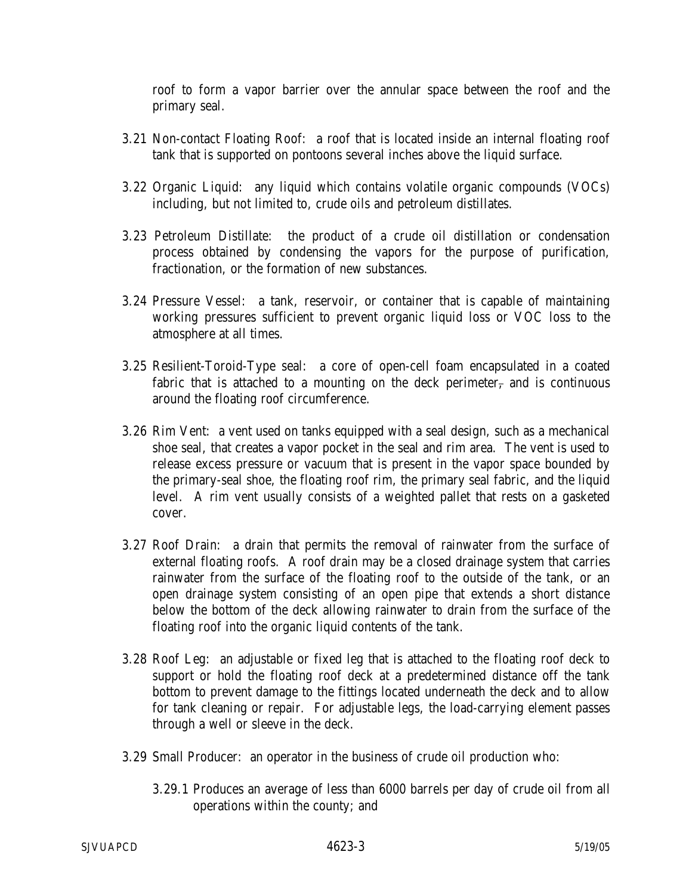roof to form a vapor barrier over the annular space between the roof and the primary seal.

3.21 Non-contact Floating Roof: a roof that is located inside an internal floating roof tank that is supported on pontoons several inches above the liquid surface.

3.22 Organic Liquid: any liquid which contains volatile organic compounds (VOCs) including, but not limited to, crude oils and petroleum distillates.

3.23 Petroleum Distillate: the product of a crude oil distillation or condensation process obtained by condensing the vapors for the purpose of purification, fractionation, or the formation of new substances.

3.24 Pressure Vessel: a tank, reservoir, or container that is capable of maintaining working pressures sufficient to prevent organic liquid loss or VOC loss to the atmosphere at all times.

3.25 Resilient-Toroid-Type seal: a core of open-cell foam encapsulated in a coated fabric that is attached to a mounting on the deck perimeter, and is continuous around the floating roof circumference.

3.26 Rim Vent: a vent used on tanks equipped with a seal design, such as a mechanical shoe seal, that creates a vapor pocket in the seal and rim area. The vent is used to release excess pressure or vacuum that is present in the vapor space bounded by the primary-seal shoe, the floating roof rim, the primary seal fabric, and the liquid level. A rim vent usually consists of a weighted pallet that rests on a gasketed cover.

3.27 Roof Drain: a drain that permits the removal of rainwater from the surface of external floating roofs. A roof drain may be a closed drainage system that carries rainwater from the surface of the floating roof to the outside of the tank, or an open drainage system consisting of an open pipe that extends a short distance below the bottom of the deck allowing rainwater to drain from the surface of the floating roof into the organic liquid contents of the tank.

3.28 Roof Leg: an adjustable or fixed leg that is attached to the floating roof deck to support or hold the floating roof deck at a predetermined distance off the tank bottom to prevent damage to the fittings located underneath the deck and to allow for tank cleaning or repair. For adjustable legs, the load-carrying element passes through a well or sleeve in the deck.

3.29 Small Producer: an operator in the business of crude oil production who:

3.29.1 Produces an average of less than 6000 barrels per day of crude oil from all operations within the county; and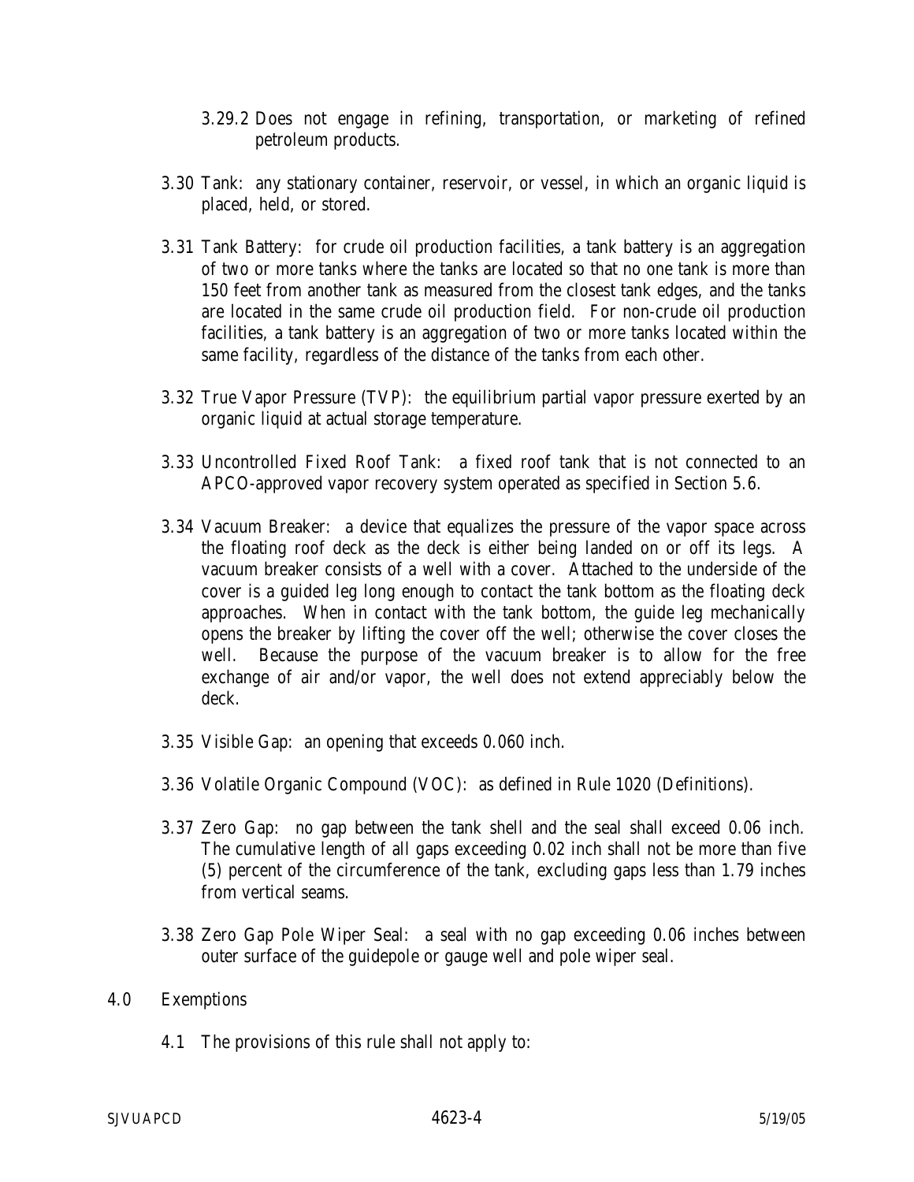3.29.2 Does not engage in refining, transportation, or marketing of refined petroleum products.

3.30 Tank: any stationary container, reservoir, or vessel, in which an organic liquid is placed, held, or stored.

3.31 Tank Battery: for crude oil production facilities, a tank battery is an aggregation of two or more tanks where the tanks are located so that no one tank is more than 150 feet from another tank as measured from the closest tank edges, and the tanks are located in the same crude oil production field. For non-crude oil production facilities, a tank battery is an aggregation of two or more tanks located within the same facility, regardless of the distance of the tanks from each other.

3.32 True Vapor Pressure (TVP): the equilibrium partial vapor pressure exerted by an organic liquid at actual storage temperature.

3.33 Uncontrolled Fixed Roof Tank: a fixed roof tank that is not connected to an APCO-approved vapor recovery system operated as specified in Section 5.6.

3.34 Vacuum Breaker: a device that equalizes the pressure of the vapor space across the floating roof deck as the deck is either being landed on or off its legs. A vacuum breaker consists of a well with a cover. Attached to the underside of the cover is a guided leg long enough to contact the tank bottom as the floating deck approaches. When in contact with the tank bottom, the guide leg mechanically opens the breaker by lifting the cover off the well; otherwise the cover closes the well. Because the purpose of the vacuum breaker is to allow for the free exchange of air and/or vapor, the well does not extend appreciably below the deck.

3.35 Visible Gap: an opening that exceeds 0.060 inch.

3.36 Volatile Organic Compound (VOC): as defined in Rule 1020 (Definitions).

3.37 Zero Gap: no gap between the tank shell and the seal shall exceed 0.06 inch. The cumulative length of all gaps exceeding 0.02 inch shall not be more than five (5) percent of the circumference of the tank, excluding gaps less than 1.79 inches from vertical seams.

3.38 Zero Gap Pole Wiper Seal: a seal with no gap exceeding 0.06 inches between outer surface of the guidepole or gauge well and pole wiper seal.

## 4.0 Exemptions

4.1 The provisions of this rule shall not apply to: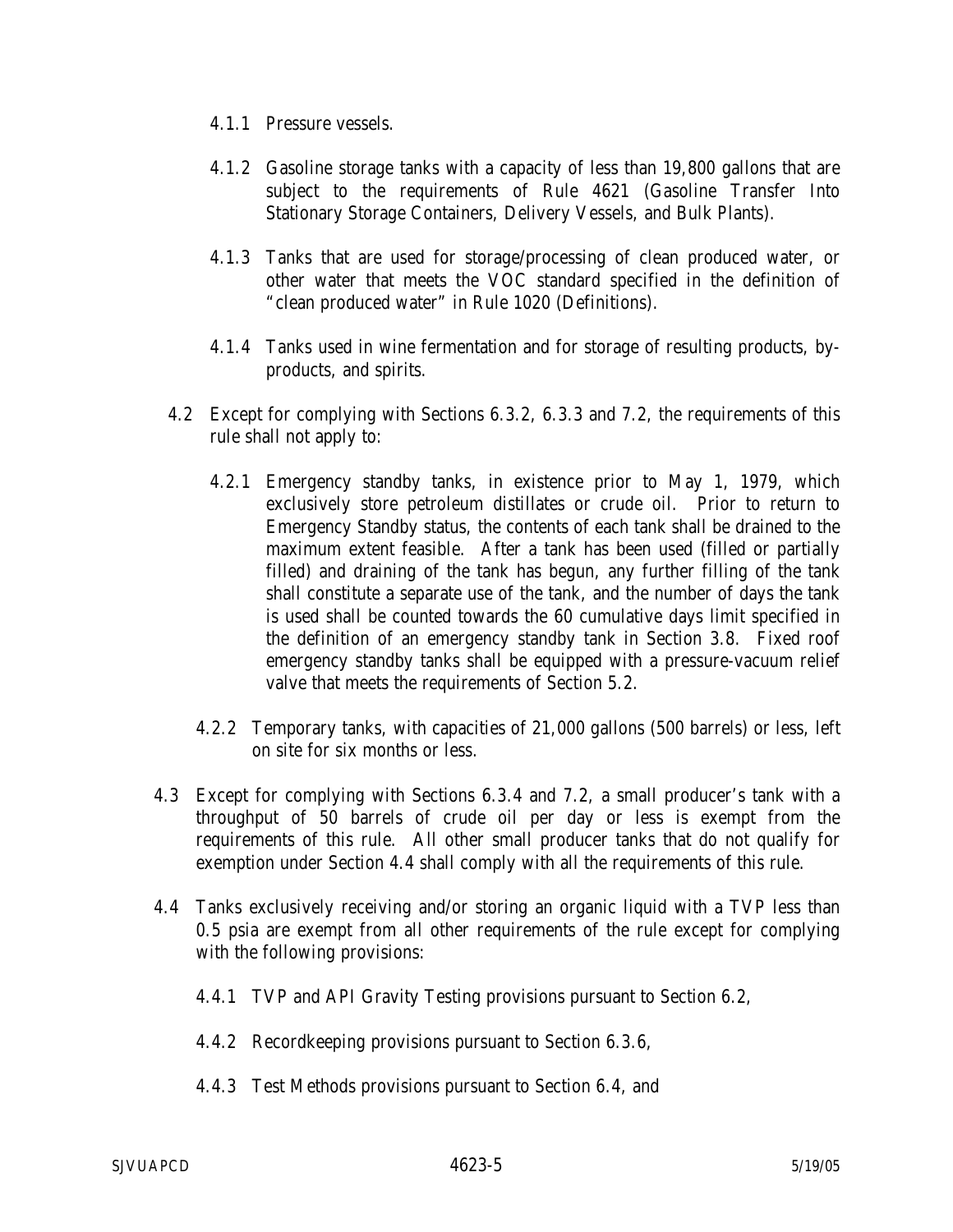4.1.1 Pressure vessels.

4.1.2 Gasoline storage tanks with a capacity of less than 19,800 gallons that are subject to the requirements of Rule 4621 (Gasoline Transfer Into Stationary Storage Containers, Delivery Vessels, and Bulk Plants).

4.1.3 Tanks that are used for storage/processing of clean produced water, or other water that meets the VOC standard specified in the definition of "clean produced water" in Rule 1020 (Definitions).

4.1.4 Tanks used in wine fermentation and for storage of resulting products, by-products, and spirits.

4.2 Except for complying with Sections 6.3.2, 6.3.3 and 7.2, the requirements of this rule shall not apply to:

4.2.1 Emergency standby tanks, in existence prior to May 1, 1979, which exclusively store petroleum distillates or crude oil. Prior to return to Emergency Standby status, the contents of each tank shall be drained to the maximum extent feasible. After a tank has been used (filled or partially filled) and draining of the tank has begun, any further filling of the tank shall constitute a separate use of the tank, and the number of days the tank is used shall be counted towards the 60 cumulative days limit specified in the definition of an emergency standby tank in Section 3.8. Fixed roof emergency standby tanks shall be equipped with a pressure-vacuum relief valve that meets the requirements of Section 5.2.

4.2.2 Temporary tanks, with capacities of 21,000 gallons (500 barrels) or less, left on site for six months or less.

4.3 Except for complying with Sections 6.3.4 and 7.2, a small producer's tank with a throughput of 50 barrels of crude oil per day or less is exempt from the requirements of this rule. All other small producer tanks that do not qualify for exemption under Section 4.4 shall comply with all the requirements of this rule.

4.4 Tanks exclusively receiving and/or storing an organic liquid with a TVP less than 0.5 psia are exempt from all other requirements of the rule except for complying with the following provisions:

4.4.1 TVP and API Gravity Testing provisions pursuant to Section 6.2,

4.4.2 Recordkeeping provisions pursuant to Section 6.3.6,

4.4.3 Test Methods provisions pursuant to Section 6.4, and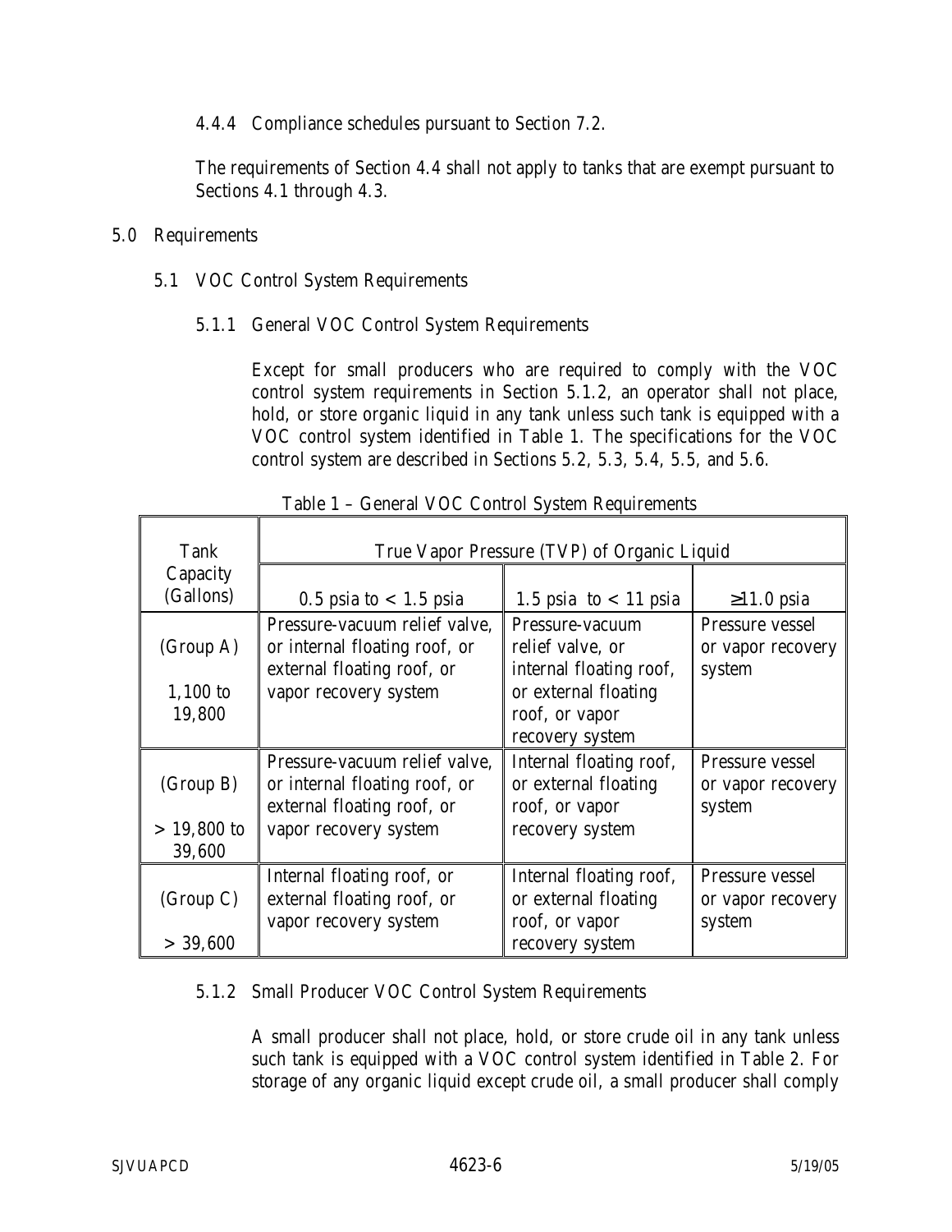4.4.4 Compliance schedules pursuant to Section 7.2.

The requirements of Section 4.4 shall not apply to tanks that are exempt pursuant to Sections 4.1 through 4.3.

## 5.0 Requirements

### 5.1 VOC Control System Requirements

#### 5.1.1 General VOC Control System Requirements

Except for small producers who are required to comply with the VOC control system requirements in Section 5.1.2, an operator shall not place, hold, or store organic liquid in any tank unless such tank is equipped with a VOC control system identified in Table 1. The specifications for the VOC control system are described in Sections 5.2, 5.3, 5.4, 5.5, and 5.6.

Table 1 – General VOC Control System Requirements

| Tank Capacity (Gallons) | True Vapor Pressure (TVP) of Organic Liquid | | |
|---|---|---|---|
| | 0.5 psia to < 1.5 psia | 1.5 psia to < 11 psia | ≥11.0 psia |
| (Group A) 1,100 to 19,800 | Pressure-vacuum relief valve, or internal floating roof, or external floating roof, or vapor recovery system | Pressure-vacuum relief valve, or internal floating roof, or external floating roof, or vapor recovery system | Pressure vessel or vapor recovery system |
| (Group B) > 19,800 to 39,600 | Pressure-vacuum relief valve, or internal floating roof, or external floating roof, or vapor recovery system | Internal floating roof, or external floating roof, or vapor recovery system | Pressure vessel or vapor recovery system |
| (Group C) > 39,600 | Internal floating roof, or external floating roof, or vapor recovery system | Internal floating roof, or external floating roof, or vapor recovery system | Pressure vessel or vapor recovery system |

#### 5.1.2 Small Producer VOC Control System Requirements

A small producer shall not place, hold, or store crude oil in any tank unless such tank is equipped with a VOC control system identified in Table 2. For storage of any organic liquid except crude oil, a small producer shall comply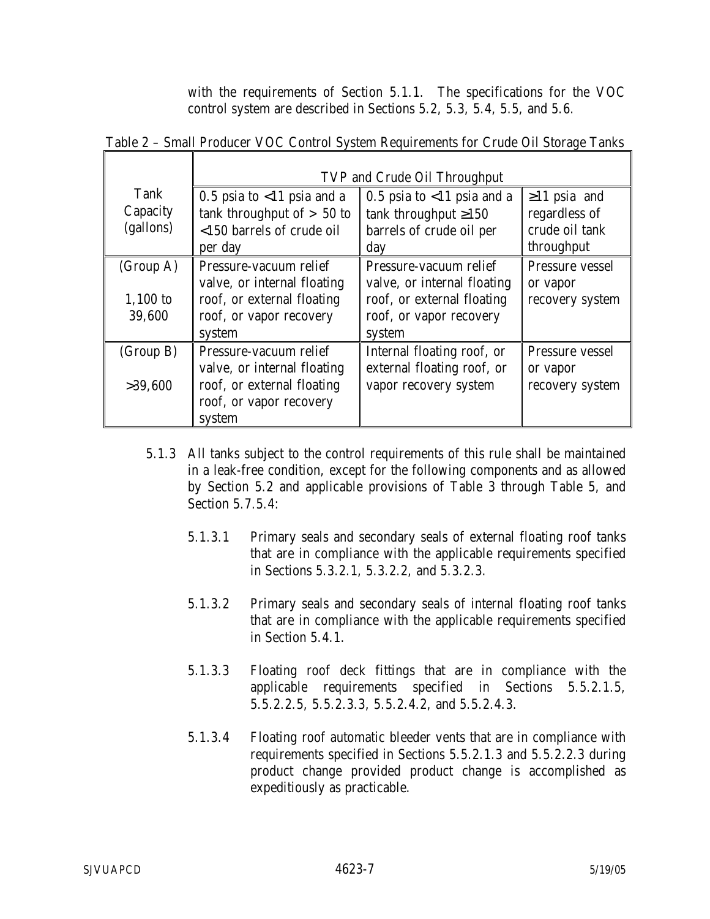with the requirements of Section 5.1.1. The specifications for the VOC control system are described in Sections 5.2, 5.3, 5.4, 5.5, and 5.6.

Table 2 – Small Producer VOC Control System Requirements for Crude Oil Storage Tanks

| Tank Capacity (gallons) | TVP and Crude Oil Throughput | | |
|---|---|---|---|
| | 0.5 psia to <11 psia and a tank throughput of > 50 to <150 barrels of crude oil per day | 0.5 psia to <11 psia and a tank throughput ≥150 barrels of crude oil per day | ≥11 psia and regardless of crude oil tank throughput |
| (Group A) 1,100 to 39,600 | Pressure-vacuum relief valve, or internal floating roof, or external floating roof, or vapor recovery system | Pressure-vacuum relief valve, or internal floating roof, or external floating roof, or vapor recovery system | Pressure vessel or vapor recovery system |
| (Group B) >39,600 | Pressure-vacuum relief valve, or internal floating roof, or external floating roof, or vapor recovery system | Internal floating roof, or external floating roof, or vapor recovery system | Pressure vessel or vapor recovery system |

5.1.3 All tanks subject to the control requirements of this rule shall be maintained in a leak-free condition, except for the following components and as allowed by Section 5.2 and applicable provisions of Table 3 through Table 5, and Section 5.7.5.4:

5.1.3.1 Primary seals and secondary seals of external floating roof tanks that are in compliance with the applicable requirements specified in Sections 5.3.2.1, 5.3.2.2, and 5.3.2.3.

5.1.3.2 Primary seals and secondary seals of internal floating roof tanks that are in compliance with the applicable requirements specified in Section 5.4.1.

5.1.3.3 Floating roof deck fittings that are in compliance with the applicable requirements specified in Sections 5.5.2.1.5, 5.5.2.2.5, 5.5.2.3.3, 5.5.2.4.2, and 5.5.2.4.3.

5.1.3.4 Floating roof automatic bleeder vents that are in compliance with requirements specified in Sections 5.5.2.1.3 and 5.5.2.2.3 during product change provided product change is accomplished as expeditiously as practicable.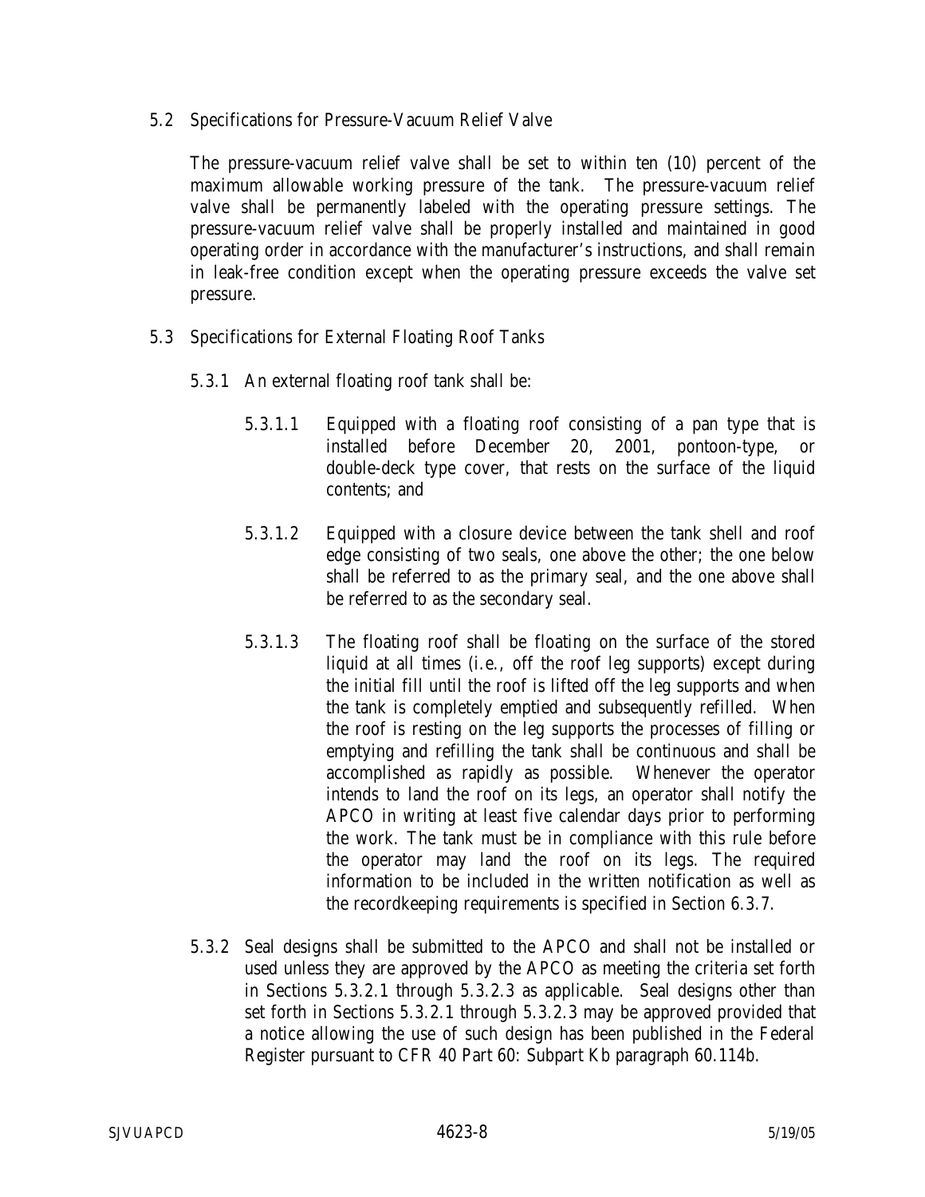## 5.2 Specifications for Pressure-Vacuum Relief Valve

The pressure-vacuum relief valve shall be set to within ten (10) percent of the maximum allowable working pressure of the tank. The pressure-vacuum relief valve shall be permanently labeled with the operating pressure settings. The pressure-vacuum relief valve shall be properly installed and maintained in good operating order in accordance with the manufacturer's instructions, and shall remain in leak-free condition except when the operating pressure exceeds the valve set pressure.

## 5.3 Specifications for External Floating Roof Tanks

5.3.1 An external floating roof tank shall be:

5.3.1.1 Equipped with a floating roof consisting of a pan type that is installed before December 20, 2001, pontoon-type, or double-deck type cover, that rests on the surface of the liquid contents; and

5.3.1.2 Equipped with a closure device between the tank shell and roof edge consisting of two seals, one above the other; the one below shall be referred to as the primary seal, and the one above shall be referred to as the secondary seal.

5.3.1.3 The floating roof shall be floating on the surface of the stored liquid at all times (i.e., off the roof leg supports) except during the initial fill until the roof is lifted off the leg supports and when the tank is completely emptied and subsequently refilled. When the roof is resting on the leg supports the processes of filling or emptying and refilling the tank shall be continuous and shall be accomplished as rapidly as possible. Whenever the operator intends to land the roof on its legs, an operator shall notify the APCO in writing at least five calendar days prior to performing the work. The tank must be in compliance with this rule before the operator may land the roof on its legs. The required information to be included in the written notification as well as the recordkeeping requirements is specified in Section 6.3.7.

5.3.2 Seal designs shall be submitted to the APCO and shall not be installed or used unless they are approved by the APCO as meeting the criteria set forth in Sections 5.3.2.1 through 5.3.2.3 as applicable. Seal designs other than set forth in Sections 5.3.2.1 through 5.3.2.3 may be approved provided that a notice allowing the use of such design has been published in the Federal Register pursuant to CFR 40 Part 60: Subpart Kb paragraph 60.114b.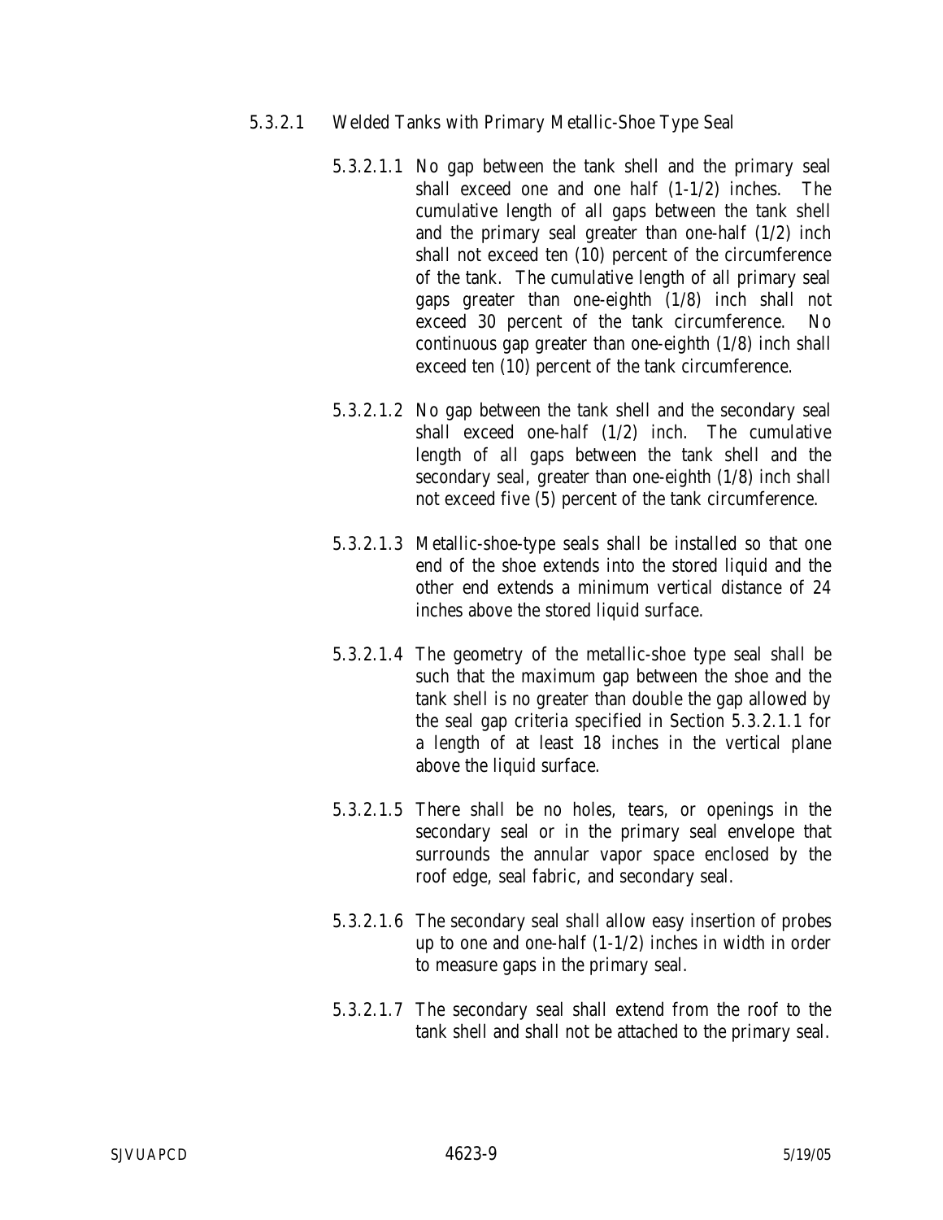5.3.2.1 Welded Tanks with Primary Metallic-Shoe Type Seal

5.3.2.1.1 No gap between the tank shell and the primary seal shall exceed one and one half (1-1/2) inches. The cumulative length of all gaps between the tank shell and the primary seal greater than one-half (1/2) inch shall not exceed ten (10) percent of the circumference of the tank. The cumulative length of all primary seal gaps greater than one-eighth (1/8) inch shall not exceed 30 percent of the tank circumference. No continuous gap greater than one-eighth (1/8) inch shall exceed ten (10) percent of the tank circumference.

5.3.2.1.2 No gap between the tank shell and the secondary seal shall exceed one-half (1/2) inch. The cumulative length of all gaps between the tank shell and the secondary seal, greater than one-eighth (1/8) inch shall not exceed five (5) percent of the tank circumference.

5.3.2.1.3 Metallic-shoe-type seals shall be installed so that one end of the shoe extends into the stored liquid and the other end extends a minimum vertical distance of 24 inches above the stored liquid surface.

5.3.2.1.4 The geometry of the metallic-shoe type seal shall be such that the maximum gap between the shoe and the tank shell is no greater than double the gap allowed by the seal gap criteria specified in Section 5.3.2.1.1 for a length of at least 18 inches in the vertical plane above the liquid surface.

5.3.2.1.5 There shall be no holes, tears, or openings in the secondary seal or in the primary seal envelope that surrounds the annular vapor space enclosed by the roof edge, seal fabric, and secondary seal.

5.3.2.1.6 The secondary seal shall allow easy insertion of probes up to one and one-half (1-1/2) inches in width in order to measure gaps in the primary seal.

5.3.2.1.7 The secondary seal shall extend from the roof to the tank shell and shall not be attached to the primary seal.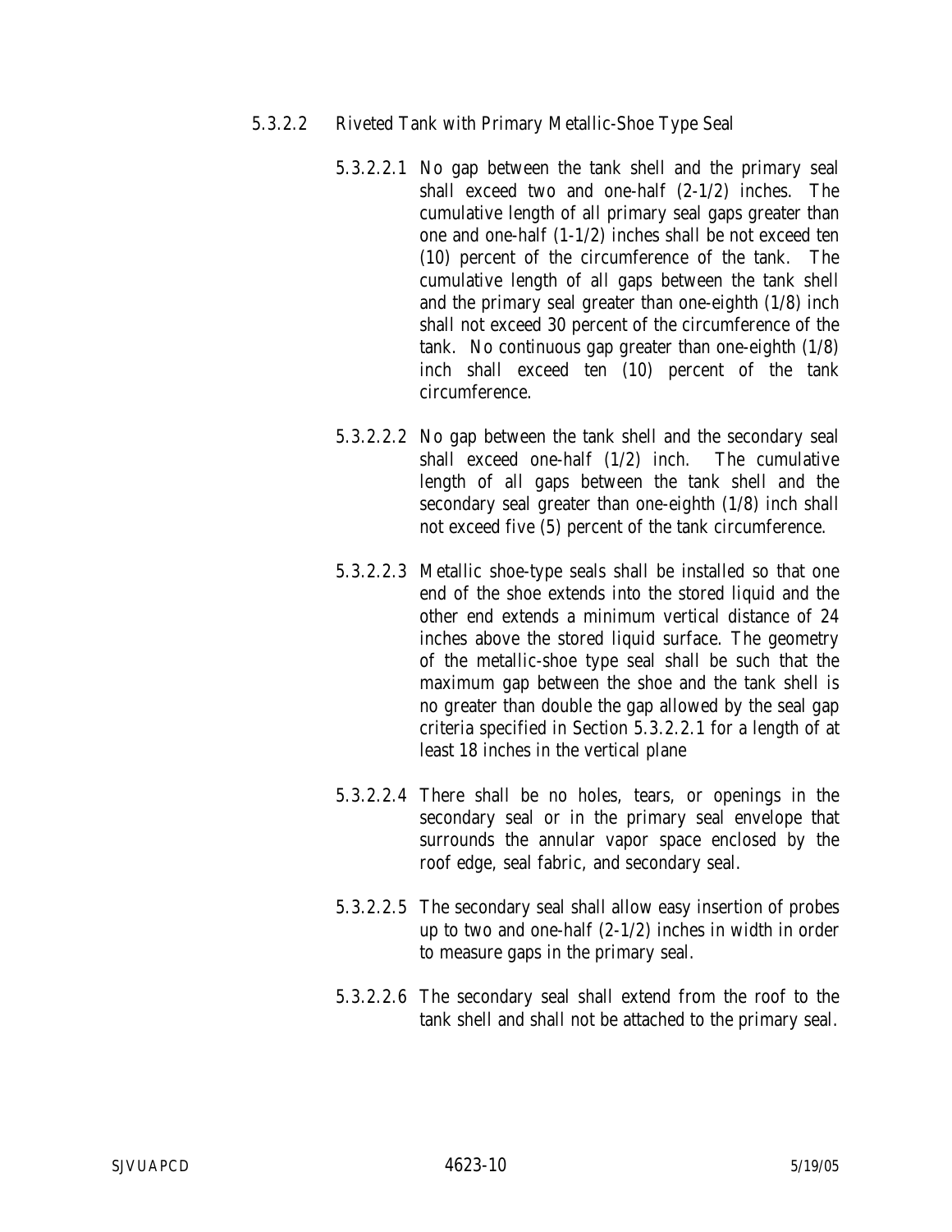5.3.2.2 Riveted Tank with Primary Metallic-Shoe Type Seal

5.3.2.2.1 No gap between the tank shell and the primary seal shall exceed two and one-half (2-1/2) inches. The cumulative length of all primary seal gaps greater than one and one-half (1-1/2) inches shall be not exceed ten (10) percent of the circumference of the tank. The cumulative length of all gaps between the tank shell and the primary seal greater than one-eighth (1/8) inch shall not exceed 30 percent of the circumference of the tank. No continuous gap greater than one-eighth (1/8) inch shall exceed ten (10) percent of the tank circumference.

5.3.2.2.2 No gap between the tank shell and the secondary seal shall exceed one-half (1/2) inch. The cumulative length of all gaps between the tank shell and the secondary seal greater than one-eighth (1/8) inch shall not exceed five (5) percent of the tank circumference.

5.3.2.2.3 Metallic shoe-type seals shall be installed so that one end of the shoe extends into the stored liquid and the other end extends a minimum vertical distance of 24 inches above the stored liquid surface. The geometry of the metallic-shoe type seal shall be such that the maximum gap between the shoe and the tank shell is no greater than double the gap allowed by the seal gap criteria specified in Section 5.3.2.2.1 for a length of at least 18 inches in the vertical plane

5.3.2.2.4 There shall be no holes, tears, or openings in the secondary seal or in the primary seal envelope that surrounds the annular vapor space enclosed by the roof edge, seal fabric, and secondary seal.

5.3.2.2.5 The secondary seal shall allow easy insertion of probes up to two and one-half (2-1/2) inches in width in order to measure gaps in the primary seal.

5.3.2.2.6 The secondary seal shall extend from the roof to the tank shell and shall not be attached to the primary seal.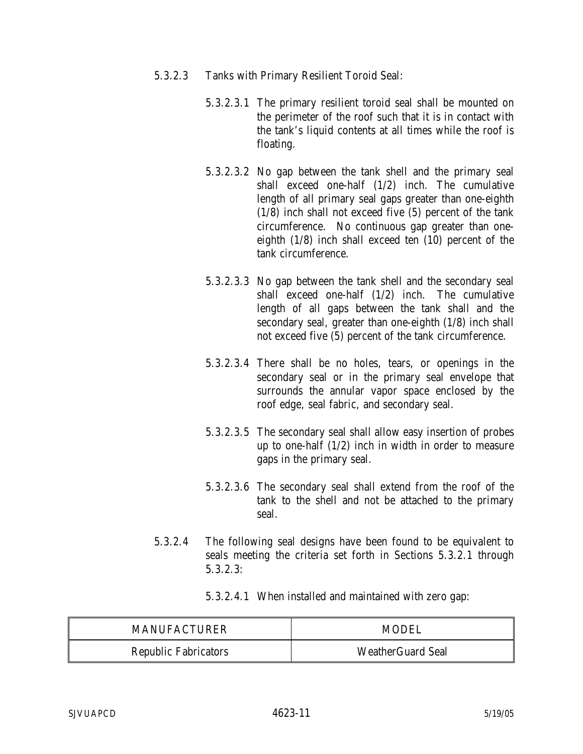5.3.2.3 Tanks with Primary Resilient Toroid Seal:

5.3.2.3.1 The primary resilient toroid seal shall be mounted on the perimeter of the roof such that it is in contact with the tank's liquid contents at all times while the roof is floating.

5.3.2.3.2 No gap between the tank shell and the primary seal shall exceed one-half (1/2) inch. The cumulative length of all primary seal gaps greater than one-eighth (1/8) inch shall not exceed five (5) percent of the tank circumference. No continuous gap greater than one-eighth (1/8) inch shall exceed ten (10) percent of the tank circumference.

5.3.2.3.3 No gap between the tank shell and the secondary seal shall exceed one-half (1/2) inch. The cumulative length of all gaps between the tank shall and the secondary seal, greater than one-eighth (1/8) inch shall not exceed five (5) percent of the tank circumference.

5.3.2.3.4 There shall be no holes, tears, or openings in the secondary seal or in the primary seal envelope that surrounds the annular vapor space enclosed by the roof edge, seal fabric, and secondary seal.

5.3.2.3.5 The secondary seal shall allow easy insertion of probes up to one-half (1/2) inch in width in order to measure gaps in the primary seal.

5.3.2.3.6 The secondary seal shall extend from the roof of the tank to the shell and not be attached to the primary seal.

5.3.2.4 The following seal designs have been found to be equivalent to seals meeting the criteria set forth in Sections 5.3.2.1 through 5.3.2.3:

5.3.2.4.1 When installed and maintained with zero gap:

| MANUFACTURER | MODEL |
| --- | --- |
| Republic Fabricators | WeatherGuard Seal |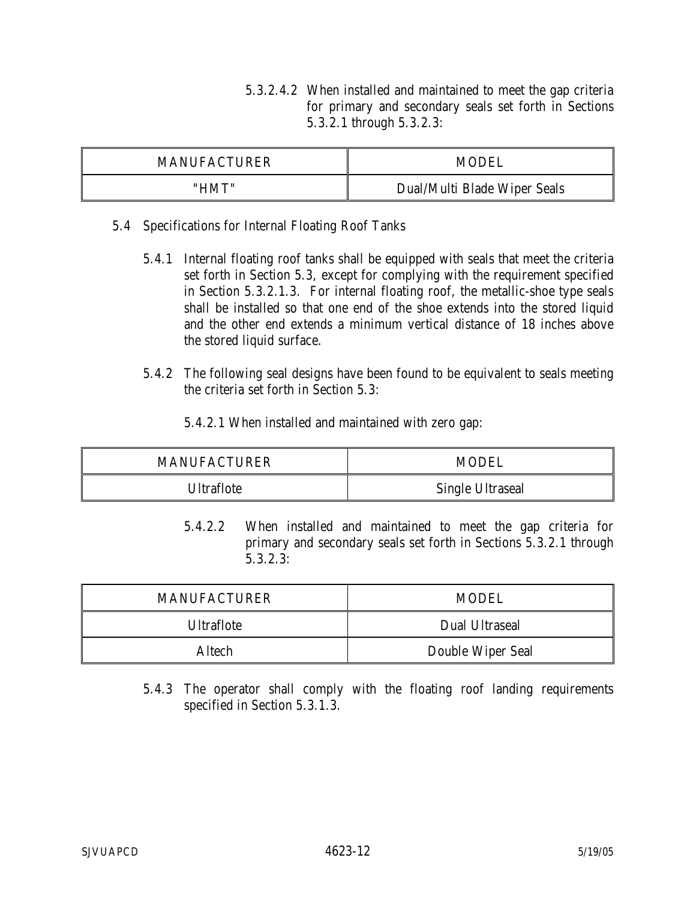5.3.2.4.2 When installed and maintained to meet the gap criteria for primary and secondary seals set forth in Sections 5.3.2.1 through 5.3.2.3:

| MANUFACTURER | MODEL |
| --- | --- |
| "HMT" | Dual/Multi Blade Wiper Seals |

5.4 Specifications for Internal Floating Roof Tanks

5.4.1 Internal floating roof tanks shall be equipped with seals that meet the criteria set forth in Section 5.3, except for complying with the requirement specified in Section 5.3.2.1.3. For internal floating roof, the metallic-shoe type seals shall be installed so that one end of the shoe extends into the stored liquid and the other end extends a minimum vertical distance of 18 inches above the stored liquid surface.

5.4.2 The following seal designs have been found to be equivalent to seals meeting the criteria set forth in Section 5.3:

5.4.2.1 When installed and maintained with zero gap:

| MANUFACTURER | MODEL |
| --- | --- |
| Ultraflote | Single Ultraseal |

5.4.2.2 When installed and maintained to meet the gap criteria for primary and secondary seals set forth in Sections 5.3.2.1 through 5.3.2.3:

| MANUFACTURER | MODEL |
| --- | --- |
| Ultraflote | Dual Ultraseal |
| Altech | Double Wiper Seal |

5.4.3 The operator shall comply with the floating roof landing requirements specified in Section 5.3.1.3.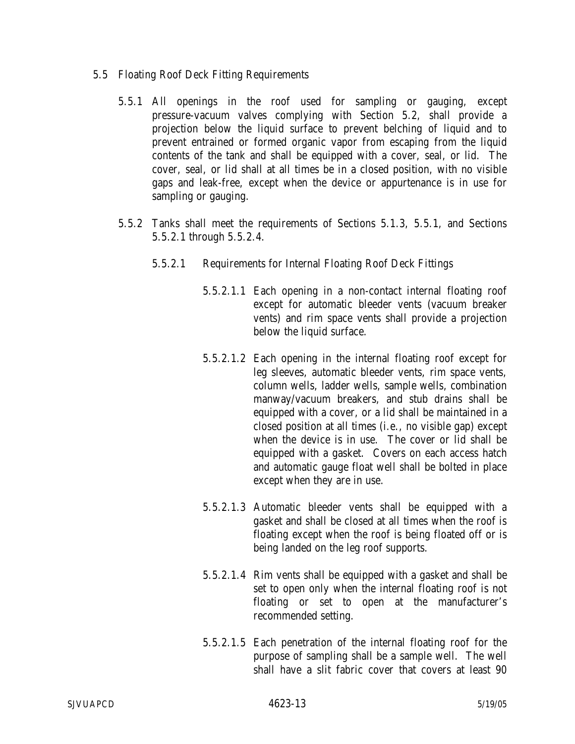5.5 Floating Roof Deck Fitting Requirements

5.5.1 All openings in the roof used for sampling or gauging, except pressure-vacuum valves complying with Section 5.2, shall provide a projection below the liquid surface to prevent belching of liquid and to prevent entrained or formed organic vapor from escaping from the liquid contents of the tank and shall be equipped with a cover, seal, or lid. The cover, seal, or lid shall at all times be in a closed position, with no visible gaps and leak-free, except when the device or appurtenance is in use for sampling or gauging.

5.5.2 Tanks shall meet the requirements of Sections 5.1.3, 5.5.1, and Sections 5.5.2.1 through 5.5.2.4.

5.5.2.1 Requirements for Internal Floating Roof Deck Fittings

5.5.2.1.1 Each opening in a non-contact internal floating roof except for automatic bleeder vents (vacuum breaker vents) and rim space vents shall provide a projection below the liquid surface.

5.5.2.1.2 Each opening in the internal floating roof except for leg sleeves, automatic bleeder vents, rim space vents, column wells, ladder wells, sample wells, combination manway/vacuum breakers, and stub drains shall be equipped with a cover, or a lid shall be maintained in a closed position at all times (i.e., no visible gap) except when the device is in use. The cover or lid shall be equipped with a gasket. Covers on each access hatch and automatic gauge float well shall be bolted in place except when they are in use.

5.5.2.1.3 Automatic bleeder vents shall be equipped with a gasket and shall be closed at all times when the roof is floating except when the roof is being floated off or is being landed on the leg roof supports.

5.5.2.1.4 Rim vents shall be equipped with a gasket and shall be set to open only when the internal floating roof is not floating or set to open at the manufacturer's recommended setting.

5.5.2.1.5 Each penetration of the internal floating roof for the purpose of sampling shall be a sample well. The well shall have a slit fabric cover that covers at least 90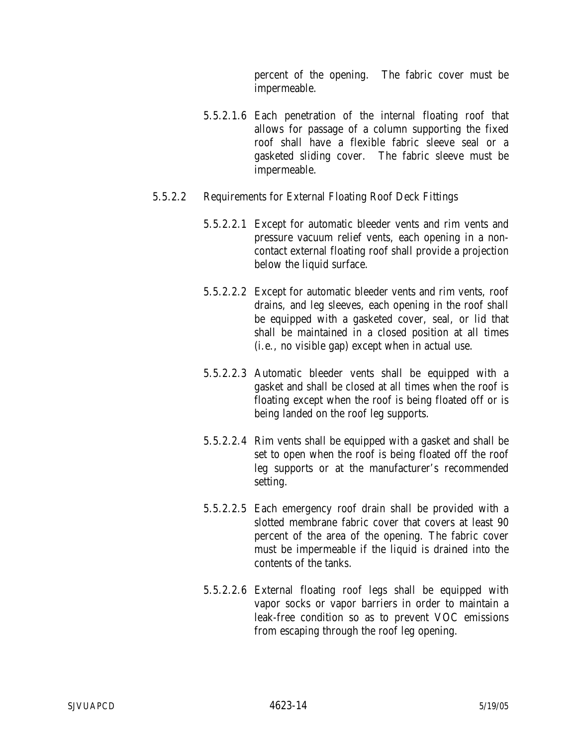percent of the opening. The fabric cover must be impermeable.

5.5.2.1.6 Each penetration of the internal floating roof that allows for passage of a column supporting the fixed roof shall have a flexible fabric sleeve seal or a gasketed sliding cover. The fabric sleeve must be impermeable.

5.5.2.2 Requirements for External Floating Roof Deck Fittings

5.5.2.2.1 Except for automatic bleeder vents and rim vents and pressure vacuum relief vents, each opening in a non-contact external floating roof shall provide a projection below the liquid surface.

5.5.2.2.2 Except for automatic bleeder vents and rim vents, roof drains, and leg sleeves, each opening in the roof shall be equipped with a gasketed cover, seal, or lid that shall be maintained in a closed position at all times (i.e., no visible gap) except when in actual use.

5.5.2.2.3 Automatic bleeder vents shall be equipped with a gasket and shall be closed at all times when the roof is floating except when the roof is being floated off or is being landed on the roof leg supports.

5.5.2.2.4 Rim vents shall be equipped with a gasket and shall be set to open when the roof is being floated off the roof leg supports or at the manufacturer's recommended setting.

5.5.2.2.5 Each emergency roof drain shall be provided with a slotted membrane fabric cover that covers at least 90 percent of the area of the opening. The fabric cover must be impermeable if the liquid is drained into the contents of the tanks.

5.5.2.2.6 External floating roof legs shall be equipped with vapor socks or vapor barriers in order to maintain a leak-free condition so as to prevent VOC emissions from escaping through the roof leg opening.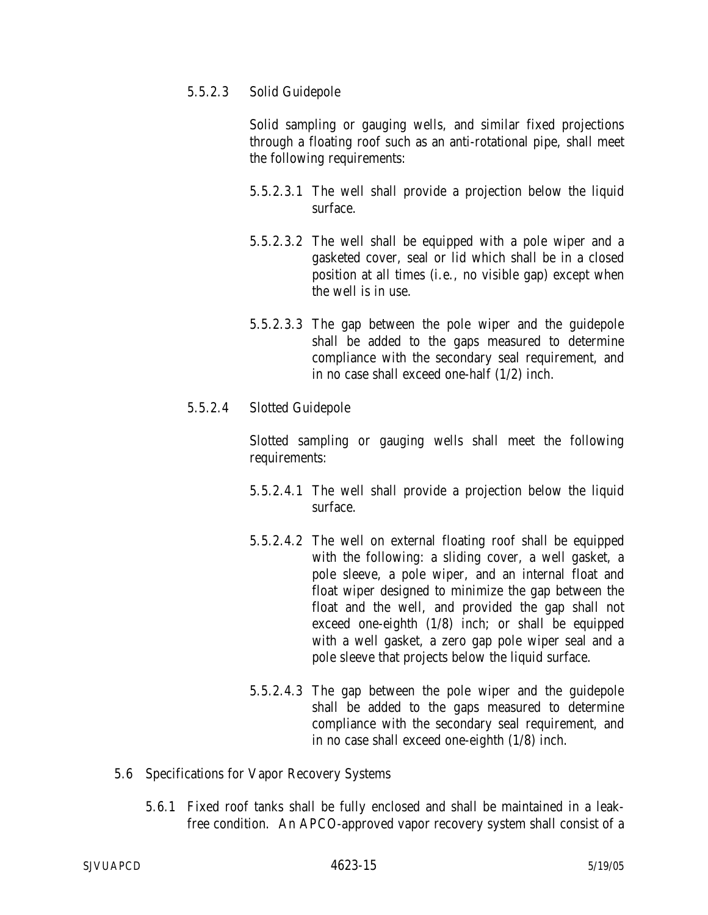5.5.2.3 Solid Guidepole

Solid sampling or gauging wells, and similar fixed projections through a floating roof such as an anti-rotational pipe, shall meet the following requirements:

5.5.2.3.1 The well shall provide a projection below the liquid surface.

5.5.2.3.2 The well shall be equipped with a pole wiper and a gasketed cover, seal or lid which shall be in a closed position at all times (i.e., no visible gap) except when the well is in use.

5.5.2.3.3 The gap between the pole wiper and the guidepole shall be added to the gaps measured to determine compliance with the secondary seal requirement, and in no case shall exceed one-half (1/2) inch.

5.5.2.4 Slotted Guidepole

Slotted sampling or gauging wells shall meet the following requirements:

5.5.2.4.1 The well shall provide a projection below the liquid surface.

5.5.2.4.2 The well on external floating roof shall be equipped with the following: a sliding cover, a well gasket, a pole sleeve, a pole wiper, and an internal float and float wiper designed to minimize the gap between the float and the well, and provided the gap shall not exceed one-eighth (1/8) inch; or shall be equipped with a well gasket, a zero gap pole wiper seal and a pole sleeve that projects below the liquid surface.

5.5.2.4.3 The gap between the pole wiper and the guidepole shall be added to the gaps measured to determine compliance with the secondary seal requirement, and in no case shall exceed one-eighth (1/8) inch.

5.6 Specifications for Vapor Recovery Systems

5.6.1 Fixed roof tanks shall be fully enclosed and shall be maintained in a leak-free condition. An APCO-approved vapor recovery system shall consist of a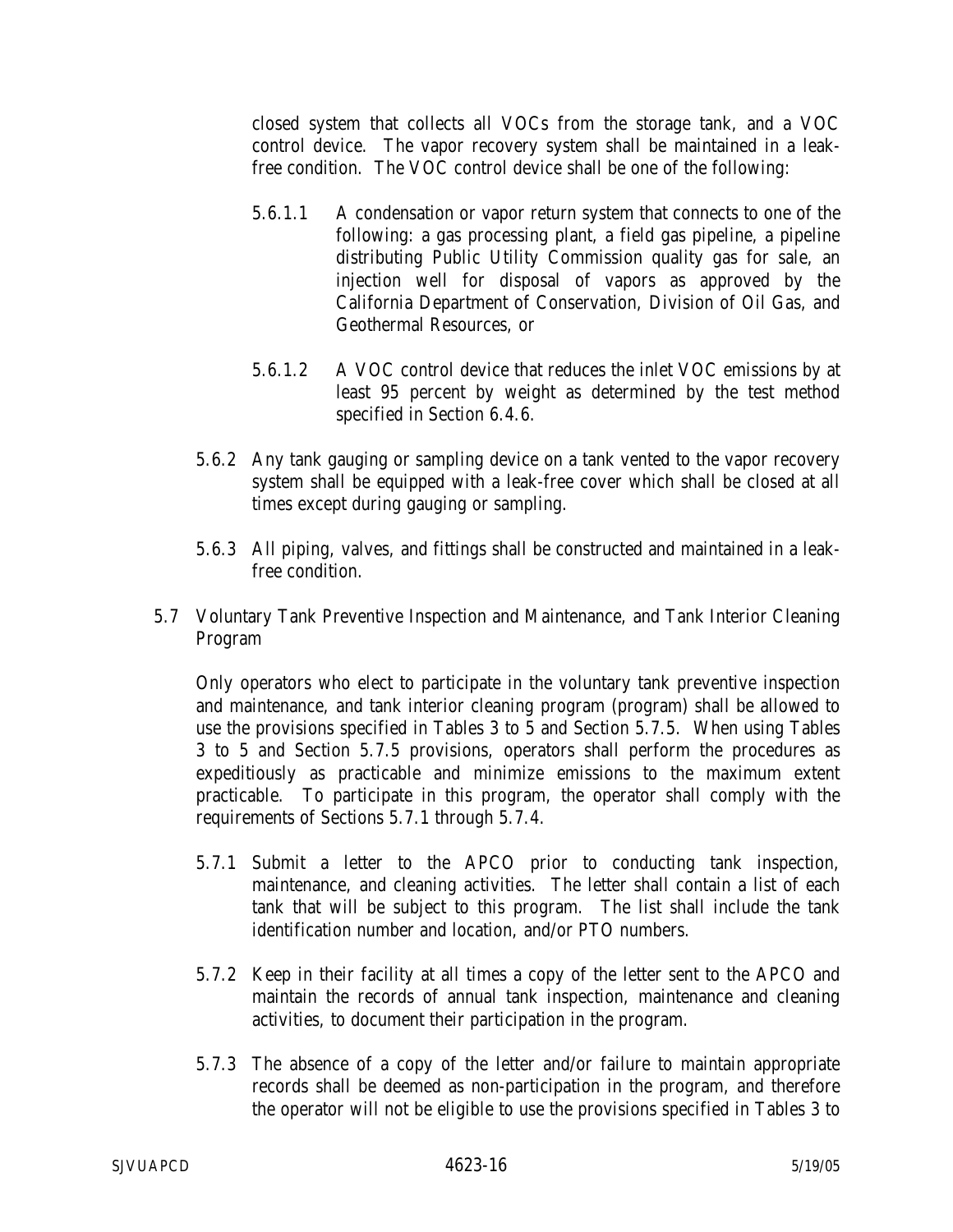closed system that collects all VOCs from the storage tank, and a VOC control device. The vapor recovery system shall be maintained in a leak-free condition. The VOC control device shall be one of the following:

5.6.1.1 A condensation or vapor return system that connects to one of the following: a gas processing plant, a field gas pipeline, a pipeline distributing Public Utility Commission quality gas for sale, an injection well for disposal of vapors as approved by the California Department of Conservation, Division of Oil Gas, and Geothermal Resources, or

5.6.1.2 A VOC control device that reduces the inlet VOC emissions by at least 95 percent by weight as determined by the test method specified in Section 6.4.6.

5.6.2 Any tank gauging or sampling device on a tank vented to the vapor recovery system shall be equipped with a leak-free cover which shall be closed at all times except during gauging or sampling.

5.6.3 All piping, valves, and fittings shall be constructed and maintained in a leak-free condition.

5.7 Voluntary Tank Preventive Inspection and Maintenance, and Tank Interior Cleaning Program

Only operators who elect to participate in the voluntary tank preventive inspection and maintenance, and tank interior cleaning program (program) shall be allowed to use the provisions specified in Tables 3 to 5 and Section 5.7.5. When using Tables 3 to 5 and Section 5.7.5 provisions, operators shall perform the procedures as expeditiously as practicable and minimize emissions to the maximum extent practicable. To participate in this program, the operator shall comply with the requirements of Sections 5.7.1 through 5.7.4.

5.7.1 Submit a letter to the APCO prior to conducting tank inspection, maintenance, and cleaning activities. The letter shall contain a list of each tank that will be subject to this program. The list shall include the tank identification number and location, and/or PTO numbers.

5.7.2 Keep in their facility at all times a copy of the letter sent to the APCO and maintain the records of annual tank inspection, maintenance and cleaning activities, to document their participation in the program.

5.7.3 The absence of a copy of the letter and/or failure to maintain appropriate records shall be deemed as non-participation in the program, and therefore the operator will not be eligible to use the provisions specified in Tables 3 to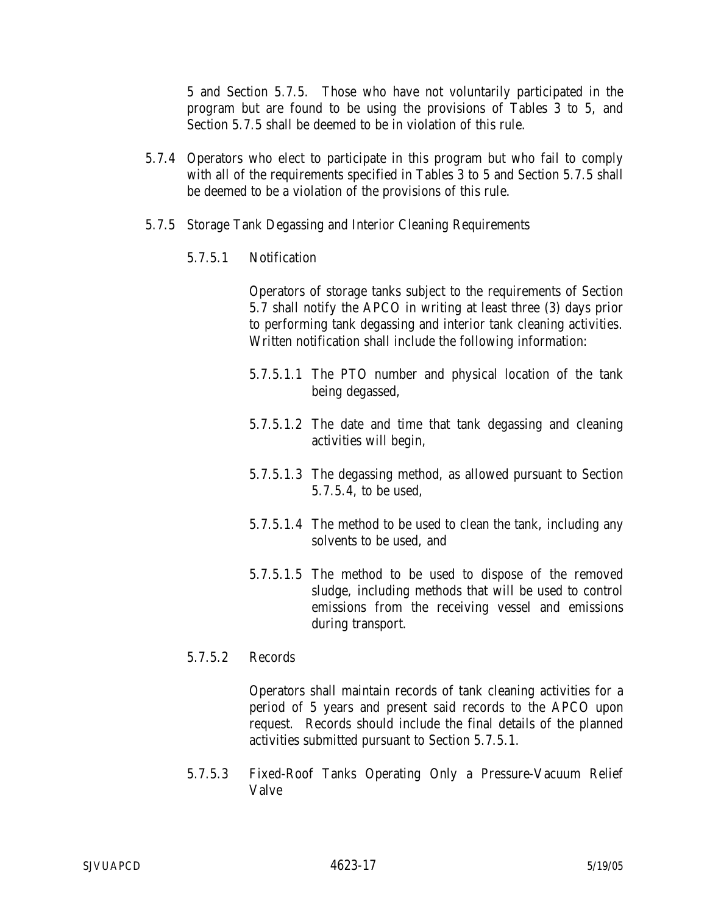5 and Section 5.7.5. Those who have not voluntarily participated in the program but are found to be using the provisions of Tables 3 to 5, and Section 5.7.5 shall be deemed to be in violation of this rule.

5.7.4 Operators who elect to participate in this program but who fail to comply with all of the requirements specified in Tables 3 to 5 and Section 5.7.5 shall be deemed to be a violation of the provisions of this rule.

5.7.5 Storage Tank Degassing and Interior Cleaning Requirements

5.7.5.1 Notification

Operators of storage tanks subject to the requirements of Section 5.7 shall notify the APCO in writing at least three (3) days prior to performing tank degassing and interior tank cleaning activities. Written notification shall include the following information:

5.7.5.1.1 The PTO number and physical location of the tank being degassed,

5.7.5.1.2 The date and time that tank degassing and cleaning activities will begin,

5.7.5.1.3 The degassing method, as allowed pursuant to Section 5.7.5.4, to be used,

5.7.5.1.4 The method to be used to clean the tank, including any solvents to be used, and

5.7.5.1.5 The method to be used to dispose of the removed sludge, including methods that will be used to control emissions from the receiving vessel and emissions during transport.

5.7.5.2 Records

Operators shall maintain records of tank cleaning activities for a period of 5 years and present said records to the APCO upon request. Records should include the final details of the planned activities submitted pursuant to Section 5.7.5.1.

5.7.5.3 Fixed-Roof Tanks Operating Only a Pressure-Vacuum Relief Valve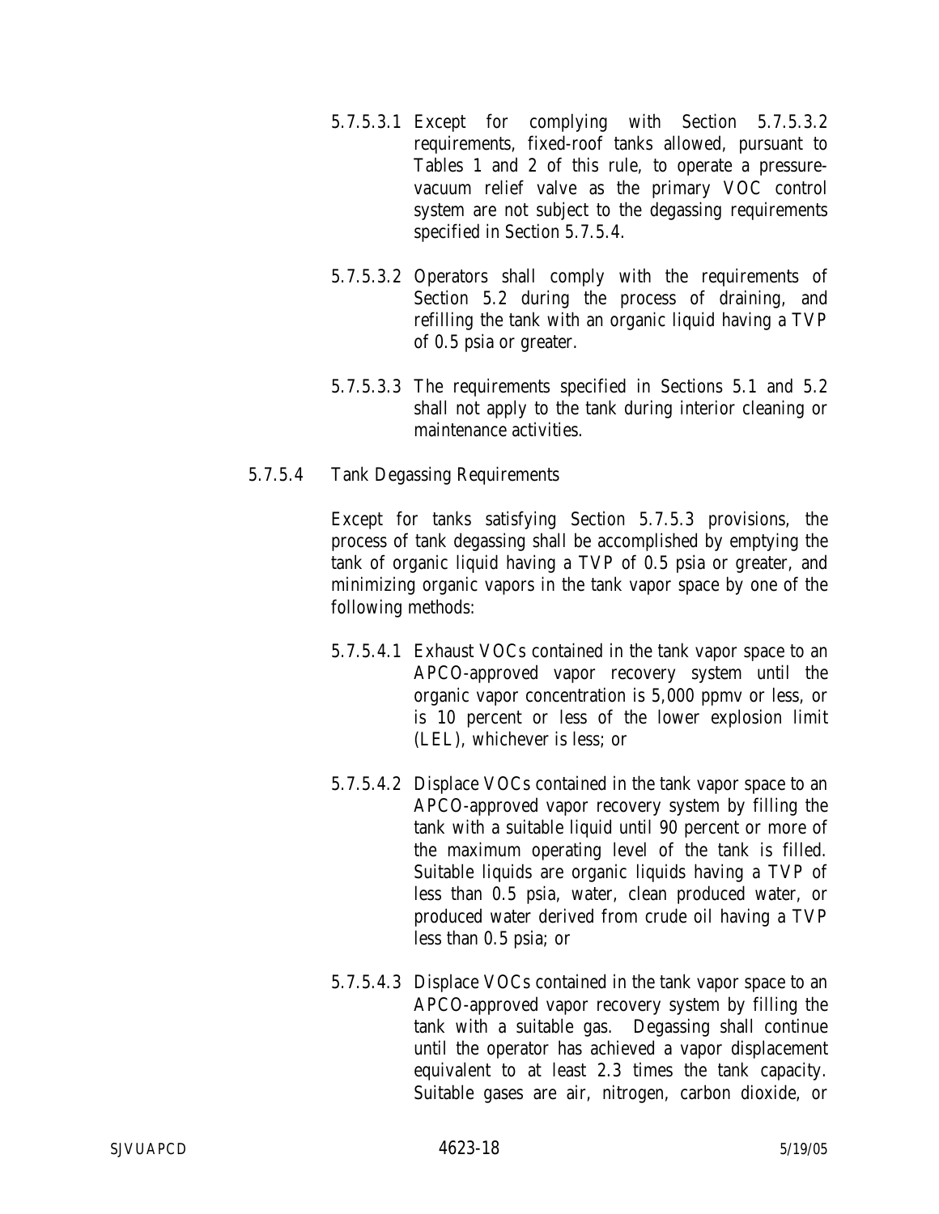5.7.5.3.1 Except for complying with Section 5.7.5.3.2 requirements, fixed-roof tanks allowed, pursuant to Tables 1 and 2 of this rule, to operate a pressure-vacuum relief valve as the primary VOC control system are not subject to the degassing requirements specified in Section 5.7.5.4.

5.7.5.3.2 Operators shall comply with the requirements of Section 5.2 during the process of draining, and refilling the tank with an organic liquid having a TVP of 0.5 psia or greater.

5.7.5.3.3 The requirements specified in Sections 5.1 and 5.2 shall not apply to the tank during interior cleaning or maintenance activities.

5.7.5.4 Tank Degassing Requirements

Except for tanks satisfying Section 5.7.5.3 provisions, the process of tank degassing shall be accomplished by emptying the tank of organic liquid having a TVP of 0.5 psia or greater, and minimizing organic vapors in the tank vapor space by one of the following methods:

5.7.5.4.1 Exhaust VOCs contained in the tank vapor space to an APCO-approved vapor recovery system until the organic vapor concentration is 5,000 ppmv or less, or is 10 percent or less of the lower explosion limit (LEL), whichever is less; or

5.7.5.4.2 Displace VOCs contained in the tank vapor space to an APCO-approved vapor recovery system by filling the tank with a suitable liquid until 90 percent or more of the maximum operating level of the tank is filled. Suitable liquids are organic liquids having a TVP of less than 0.5 psia, water, clean produced water, or produced water derived from crude oil having a TVP less than 0.5 psia; or

5.7.5.4.3 Displace VOCs contained in the tank vapor space to an APCO-approved vapor recovery system by filling the tank with a suitable gas. Degassing shall continue until the operator has achieved a vapor displacement equivalent to at least 2.3 times the tank capacity. Suitable gases are air, nitrogen, carbon dioxide, or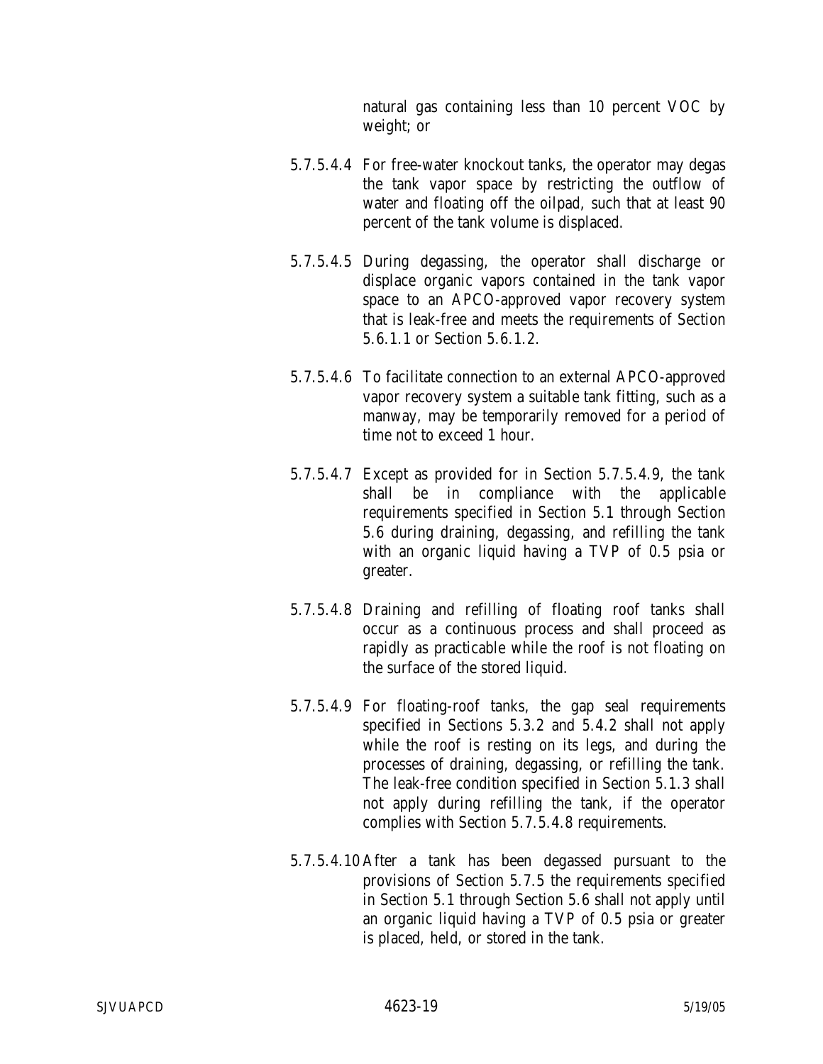natural gas containing less than 10 percent VOC by weight; or

5.7.5.4.4 For free-water knockout tanks, the operator may degas the tank vapor space by restricting the outflow of water and floating off the oilpad, such that at least 90 percent of the tank volume is displaced.

5.7.5.4.5 During degassing, the operator shall discharge or displace organic vapors contained in the tank vapor space to an APCO-approved vapor recovery system that is leak-free and meets the requirements of Section 5.6.1.1 or Section 5.6.1.2.

5.7.5.4.6 To facilitate connection to an external APCO-approved vapor recovery system a suitable tank fitting, such as a manway, may be temporarily removed for a period of time not to exceed 1 hour.

5.7.5.4.7 Except as provided for in Section 5.7.5.4.9, the tank shall be in compliance with the applicable requirements specified in Section 5.1 through Section 5.6 during draining, degassing, and refilling the tank with an organic liquid having a TVP of 0.5 psia or greater.

5.7.5.4.8 Draining and refilling of floating roof tanks shall occur as a continuous process and shall proceed as rapidly as practicable while the roof is not floating on the surface of the stored liquid.

5.7.5.4.9 For floating-roof tanks, the gap seal requirements specified in Sections 5.3.2 and 5.4.2 shall not apply while the roof is resting on its legs, and during the processes of draining, degassing, or refilling the tank. The leak-free condition specified in Section 5.1.3 shall not apply during refilling the tank, if the operator complies with Section 5.7.5.4.8 requirements.

5.7.5.4.10 After a tank has been degassed pursuant to the provisions of Section 5.7.5 the requirements specified in Section 5.1 through Section 5.6 shall not apply until an organic liquid having a TVP of 0.5 psia or greater is placed, held, or stored in the tank.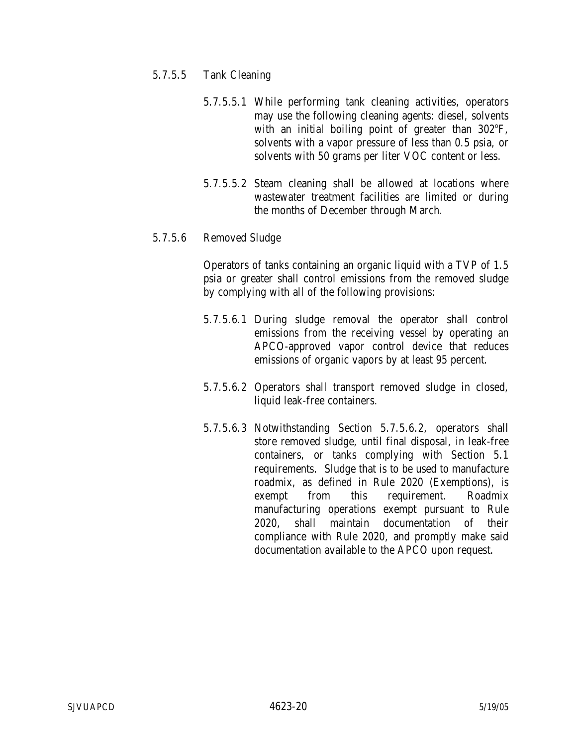5.7.5.5 Tank Cleaning

5.7.5.5.1 While performing tank cleaning activities, operators may use the following cleaning agents: diesel, solvents with an initial boiling point of greater than 302°F, solvents with a vapor pressure of less than 0.5 psia, or solvents with 50 grams per liter VOC content or less.

5.7.5.5.2 Steam cleaning shall be allowed at locations where wastewater treatment facilities are limited or during the months of December through March.

5.7.5.6 Removed Sludge

Operators of tanks containing an organic liquid with a TVP of 1.5 psia or greater shall control emissions from the removed sludge by complying with all of the following provisions:

5.7.5.6.1 During sludge removal the operator shall control emissions from the receiving vessel by operating an APCO-approved vapor control device that reduces emissions of organic vapors by at least 95 percent.

5.7.5.6.2 Operators shall transport removed sludge in closed, liquid leak-free containers.

5.7.5.6.3 Notwithstanding Section 5.7.5.6.2, operators shall store removed sludge, until final disposal, in leak-free containers, or tanks complying with Section 5.1 requirements. Sludge that is to be used to manufacture roadmix, as defined in Rule 2020 (Exemptions), is exempt from this requirement. Roadmix manufacturing operations exempt pursuant to Rule 2020, shall maintain documentation of their compliance with Rule 2020, and promptly make said documentation available to the APCO upon request.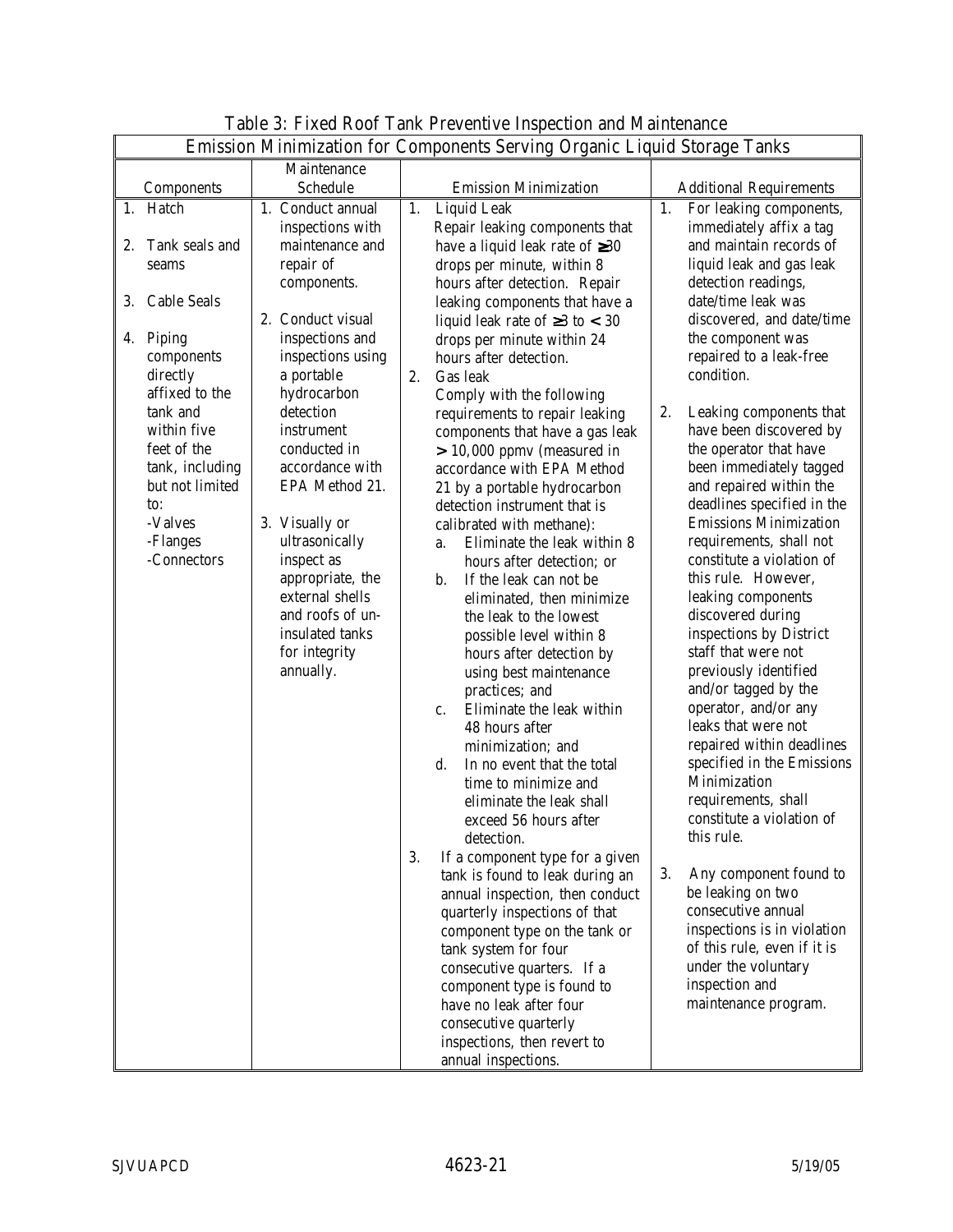# Table 3: Fixed Roof Tank Preventive Inspection and Maintenance

| Emission Minimization for Components Serving Organic Liquid Storage Tanks | | | |
|---|---|---|---|
| **Components** | **Maintenance Schedule** | **Emission Minimization** | **Additional Requirements** |
| 1. Hatch<br><br>2. Tank seals and seams<br><br>3. Cable Seals<br><br>4. Piping components directly affixed to the tank and within five feet of the tank, including but not limited to:<br>-Valves<br>-Flanges<br>-Connectors | 1. Conduct annual inspections with maintenance and repair of components.<br><br>2. Conduct visual inspections and inspections using a portable hydrocarbon detection instrument conducted in accordance with EPA Method 21.<br><br>3. Visually or ultrasonically inspect as appropriate, the external shells and roofs of un-insulated tanks for integrity annually. | 1. Liquid Leak<br>Repair leaking components that have a liquid leak rate of ≥30 drops per minute, within 8 hours after detection. Repair leaking components that have a liquid leak rate of ≥3 to < 30 drops per minute within 24 hours after detection.<br>2. Gas leak<br>Comply with the following requirements to repair leaking components that have a gas leak > 10,000 ppmv (measured in accordance with EPA Method 21 by a portable hydrocarbon detection instrument that is calibrated with methane):<br>a. Eliminate the leak within 8 hours after detection; or<br>b. If the leak can not be eliminated, then minimize the leak to the lowest possible level within 8 hours after detection by using best maintenance practices; and<br>c. Eliminate the leak within 48 hours after minimization; and<br>d. In no event that the total time to minimize and eliminate the leak shall exceed 56 hours after detection.<br>3. If a component type for a given tank is found to leak during an annual inspection, then conduct quarterly inspections of that component type on the tank or tank system for four consecutive quarters. If a component type is found to have no leak after four consecutive quarterly inspections, then revert to annual inspections. | 1. For leaking components, immediately affix a tag and maintain records of liquid leak and gas leak detection readings, date/time leak was discovered, and date/time the component was repaired to a leak-free condition.<br><br>2. Leaking components that have been discovered by the operator that have been immediately tagged and repaired within the deadlines specified in the Emissions Minimization requirements, shall not constitute a violation of this rule. However, leaking components discovered during inspections by District staff that were not previously identified and/or tagged by the operator, and/or any leaks that were not repaired within deadlines specified in the Emissions Minimization requirements, shall constitute a violation of this rule.<br><br>3. Any component found to be leaking on two consecutive annual inspections is in violation of this rule, even if it is under the voluntary inspection and maintenance program. |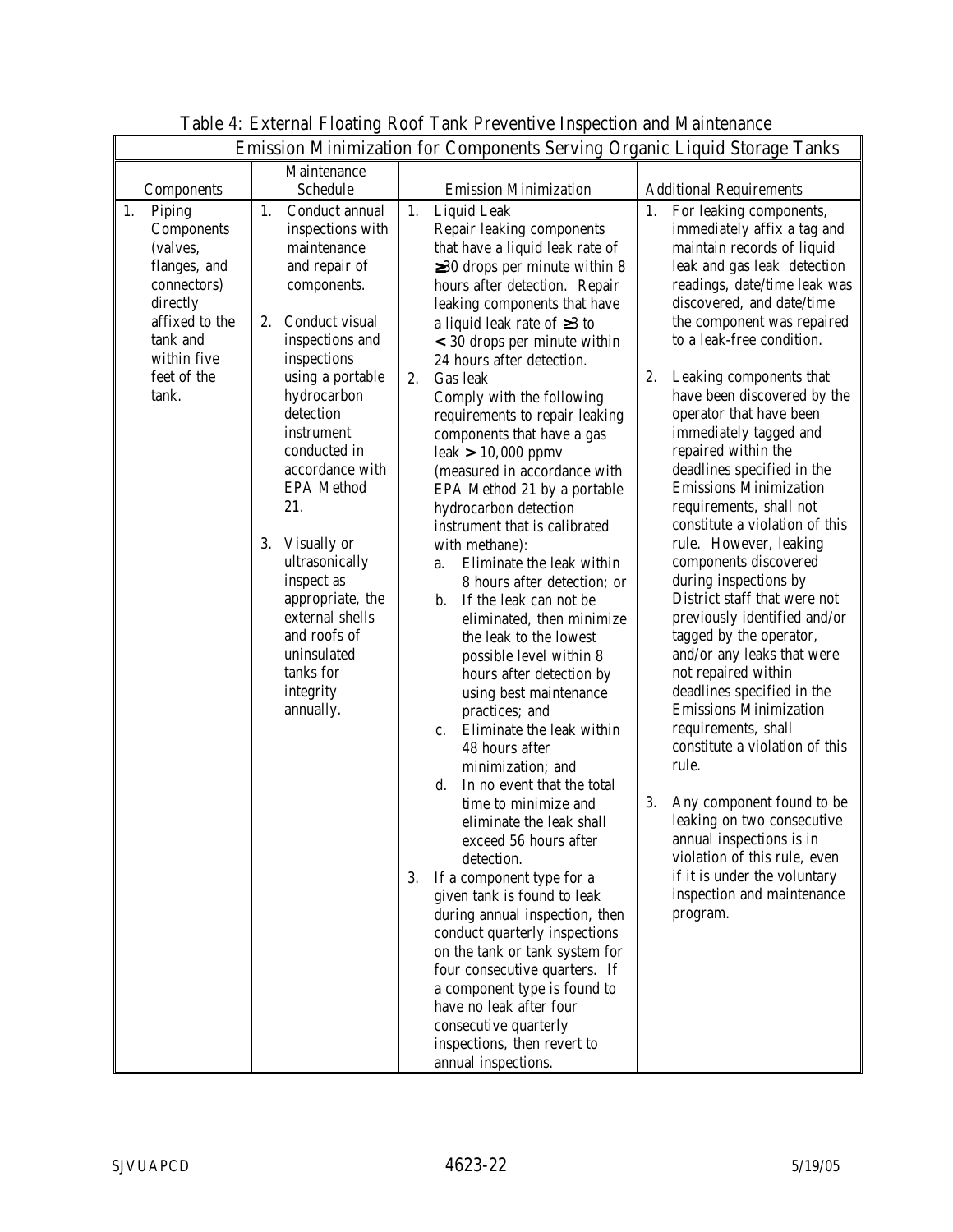Table 4: External Floating Roof Tank Preventive Inspection and Maintenance

| Emission Minimization for Components Serving Organic Liquid Storage Tanks | | | |
|---|---|---|---|
| Components | Maintenance Schedule | Emission Minimization | Additional Requirements |
| 1. Piping Components (valves, flanges, and connectors) directly affixed to the tank and within five feet of the tank. | 1. Conduct annual inspections with maintenance and repair of components.<br><br>2. Conduct visual inspections and inspections using a portable hydrocarbon detection instrument conducted in accordance with EPA Method 21.<br><br>3. Visually or ultrasonically inspect as appropriate, the external shells and roofs of uninsulated tanks for integrity annually. | 1. Liquid Leak<br>Repair leaking components that have a liquid leak rate of ≥30 drops per minute within 8 hours after detection. Repair leaking components that have a liquid leak rate of ≥3 to < 30 drops per minute within 24 hours after detection.<br>2. Gas leak<br>Comply with the following requirements to repair leaking components that have a gas leak > 10,000 ppmv (measured in accordance with EPA Method 21 by a portable hydrocarbon detection instrument that is calibrated with methane):<br>a. Eliminate the leak within 8 hours after detection; or<br>b. If the leak can not be eliminated, then minimize the leak to the lowest possible level within 8 hours after detection by using best maintenance practices; and<br>c. Eliminate the leak within 48 hours after minimization; and<br>d. In no event that the total time to minimize and eliminate the leak shall exceed 56 hours after detection.<br>3. If a component type for a given tank is found to leak during annual inspection, then conduct quarterly inspections on the tank or tank system for four consecutive quarters. If a component type is found to have no leak after four consecutive quarterly inspections, then revert to annual inspections. | 1. For leaking components, immediately affix a tag and maintain records of liquid leak and gas leak detection readings, date/time leak was discovered, and date/time the component was repaired to a leak-free condition.<br><br>2. Leaking components that have been discovered by the operator that have been immediately tagged and repaired within the deadlines specified in the Emissions Minimization requirements, shall not constitute a violation of this rule. However, leaking components discovered during inspections by District staff that were not previously identified and/or tagged by the operator, and/or any leaks that were not repaired within deadlines specified in the Emissions Minimization requirements, shall constitute a violation of this rule.<br><br>3. Any component found to be leaking on two consecutive annual inspections is in violation of this rule, even if it is under the voluntary inspection and maintenance program. |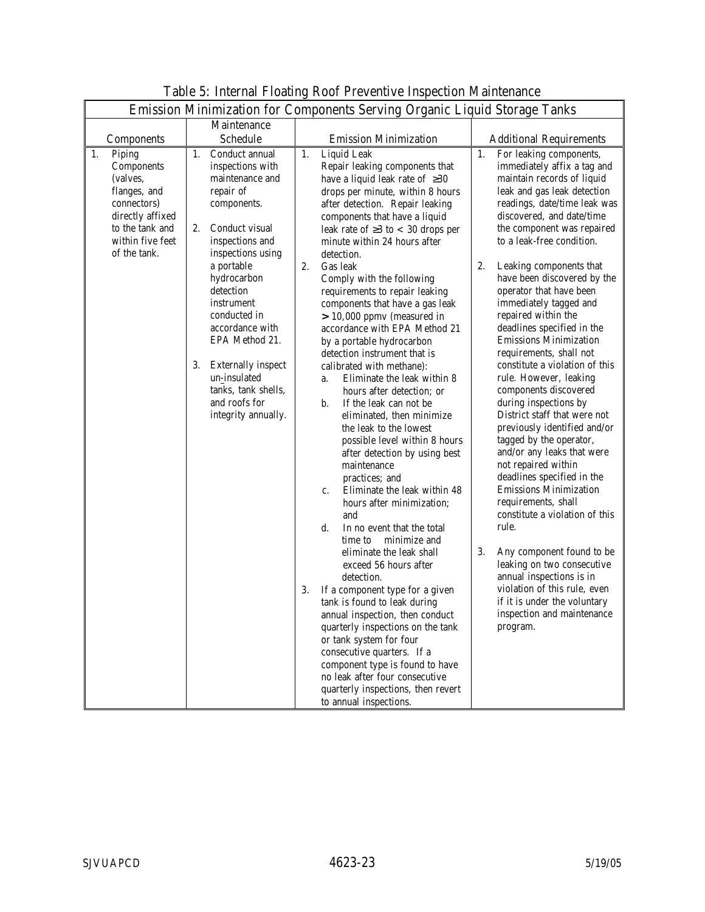Table 5: Internal Floating Roof Preventive Inspection Maintenance

| Emission Minimization for Components Serving Organic Liquid Storage Tanks | | | |
|---|---|---|---|
| Components | Maintenance Schedule | Emission Minimization | Additional Requirements |
| 1. Piping Components (valves, flanges, and connectors) directly affixed to the tank and within five feet of the tank. | 1. Conduct annual inspections with maintenance and repair of components.<br><br>2. Conduct visual inspections and inspections using a portable hydrocarbon detection instrument conducted in accordance with EPA Method 21.<br><br>3. Externally inspect un-insulated tanks, tank shells, and roofs for integrity annually. | 1. Liquid Leak<br>Repair leaking components that have a liquid leak rate of ≥30 drops per minute, within 8 hours after detection. Repair leaking components that have a liquid leak rate of ≥3 to < 30 drops per minute within 24 hours after detection.<br>2. Gas leak<br>Comply with the following requirements to repair leaking components that have a gas leak > 10,000 ppmv (measured in accordance with EPA Method 21 by a portable hydrocarbon detection instrument that is calibrated with methane):<br>a. Eliminate the leak within 8 hours after detection; or<br>b. If the leak can not be eliminated, then minimize the leak to the lowest possible level within 8 hours after detection by using best maintenance practices; and<br>c. Eliminate the leak within 48 hours after minimization; and<br>d. In no event that the total time to minimize and eliminate the leak shall exceed 56 hours after detection.<br>3. If a component type for a given tank is found to leak during annual inspection, then conduct quarterly inspections on the tank or tank system for four consecutive quarters. If a component type is found to have no leak after four consecutive quarterly inspections, then revert to annual inspections. | 1. For leaking components, immediately affix a tag and maintain records of liquid leak and gas leak detection readings, date/time leak was discovered, and date/time the component was repaired to a leak-free condition.<br><br>2. Leaking components that have been discovered by the operator that have been immediately tagged and repaired within the deadlines specified in the Emissions Minimization requirements, shall not constitute a violation of this rule. However, leaking components discovered during inspections by District staff that were not previously identified and/or tagged by the operator, and/or any leaks that were not repaired within deadlines specified in the Emissions Minimization requirements, shall constitute a violation of this rule.<br><br>3. Any component found to be leaking on two consecutive annual inspections is in violation of this rule, even if it is under the voluntary inspection and maintenance program. |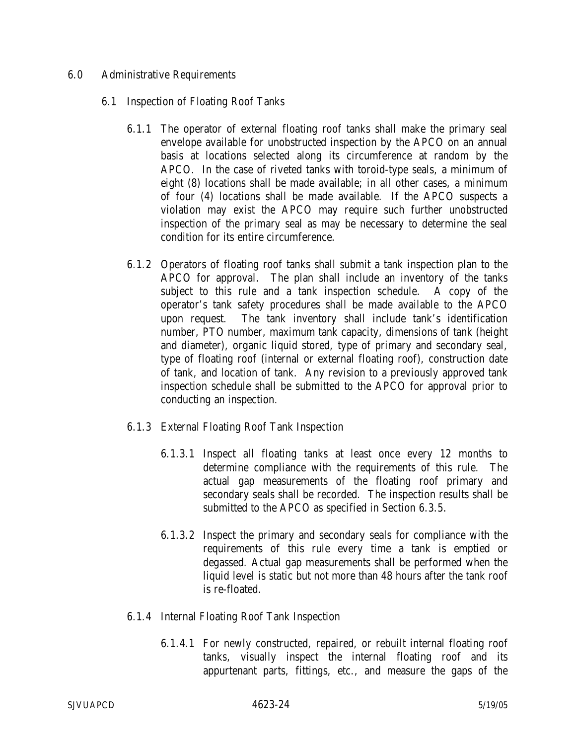6.0 Administrative Requirements

6.1 Inspection of Floating Roof Tanks

6.1.1 The operator of external floating roof tanks shall make the primary seal envelope available for unobstructed inspection by the APCO on an annual basis at locations selected along its circumference at random by the APCO. In the case of riveted tanks with toroid-type seals, a minimum of eight (8) locations shall be made available; in all other cases, a minimum of four (4) locations shall be made available. If the APCO suspects a violation may exist the APCO may require such further unobstructed inspection of the primary seal as may be necessary to determine the seal condition for its entire circumference.

6.1.2 Operators of floating roof tanks shall submit a tank inspection plan to the APCO for approval. The plan shall include an inventory of the tanks subject to this rule and a tank inspection schedule. A copy of the operator's tank safety procedures shall be made available to the APCO upon request. The tank inventory shall include tank's identification number, PTO number, maximum tank capacity, dimensions of tank (height and diameter), organic liquid stored, type of primary and secondary seal, type of floating roof (internal or external floating roof), construction date of tank, and location of tank. Any revision to a previously approved tank inspection schedule shall be submitted to the APCO for approval prior to conducting an inspection.

6.1.3 External Floating Roof Tank Inspection

6.1.3.1 Inspect all floating tanks at least once every 12 months to determine compliance with the requirements of this rule. The actual gap measurements of the floating roof primary and secondary seals shall be recorded. The inspection results shall be submitted to the APCO as specified in Section 6.3.5.

6.1.3.2 Inspect the primary and secondary seals for compliance with the requirements of this rule every time a tank is emptied or degassed. Actual gap measurements shall be performed when the liquid level is static but not more than 48 hours after the tank roof is re-floated.

6.1.4 Internal Floating Roof Tank Inspection

6.1.4.1 For newly constructed, repaired, or rebuilt internal floating roof tanks, visually inspect the internal floating roof and its appurtenant parts, fittings, etc., and measure the gaps of the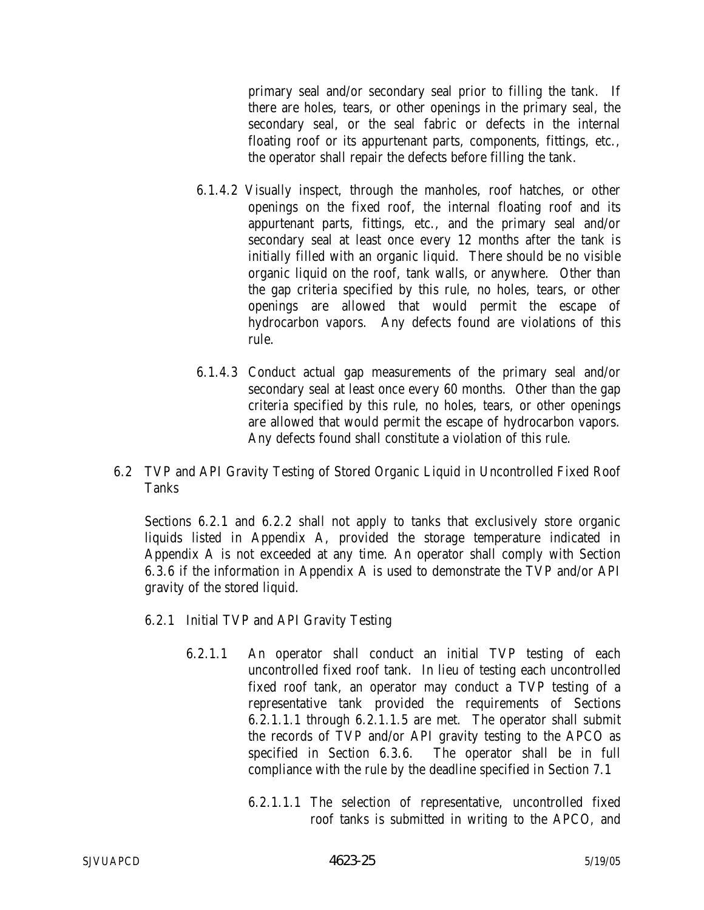primary seal and/or secondary seal prior to filling the tank. If there are holes, tears, or other openings in the primary seal, the secondary seal, or the seal fabric or defects in the internal floating roof or its appurtenant parts, components, fittings, etc., the operator shall repair the defects before filling the tank.

6.1.4.2 Visually inspect, through the manholes, roof hatches, or other openings on the fixed roof, the internal floating roof and its appurtenant parts, fittings, etc., and the primary seal and/or secondary seal at least once every 12 months after the tank is initially filled with an organic liquid. There should be no visible organic liquid on the roof, tank walls, or anywhere. Other than the gap criteria specified by this rule, no holes, tears, or other openings are allowed that would permit the escape of hydrocarbon vapors. Any defects found are violations of this rule.

6.1.4.3 Conduct actual gap measurements of the primary seal and/or secondary seal at least once every 60 months. Other than the gap criteria specified by this rule, no holes, tears, or other openings are allowed that would permit the escape of hydrocarbon vapors. Any defects found shall constitute a violation of this rule.

6.2 TVP and API Gravity Testing of Stored Organic Liquid in Uncontrolled Fixed Roof Tanks

Sections 6.2.1 and 6.2.2 shall not apply to tanks that exclusively store organic liquids listed in Appendix A, provided the storage temperature indicated in Appendix A is not exceeded at any time. An operator shall comply with Section 6.3.6 if the information in Appendix A is used to demonstrate the TVP and/or API gravity of the stored liquid.

6.2.1 Initial TVP and API Gravity Testing

6.2.1.1 An operator shall conduct an initial TVP testing of each uncontrolled fixed roof tank. In lieu of testing each uncontrolled fixed roof tank, an operator may conduct a TVP testing of a representative tank provided the requirements of Sections 6.2.1.1.1 through 6.2.1.1.5 are met. The operator shall submit the records of TVP and/or API gravity testing to the APCO as specified in Section 6.3.6. The operator shall be in full compliance with the rule by the deadline specified in Section 7.1

6.2.1.1.1 The selection of representative, uncontrolled fixed roof tanks is submitted in writing to the APCO, and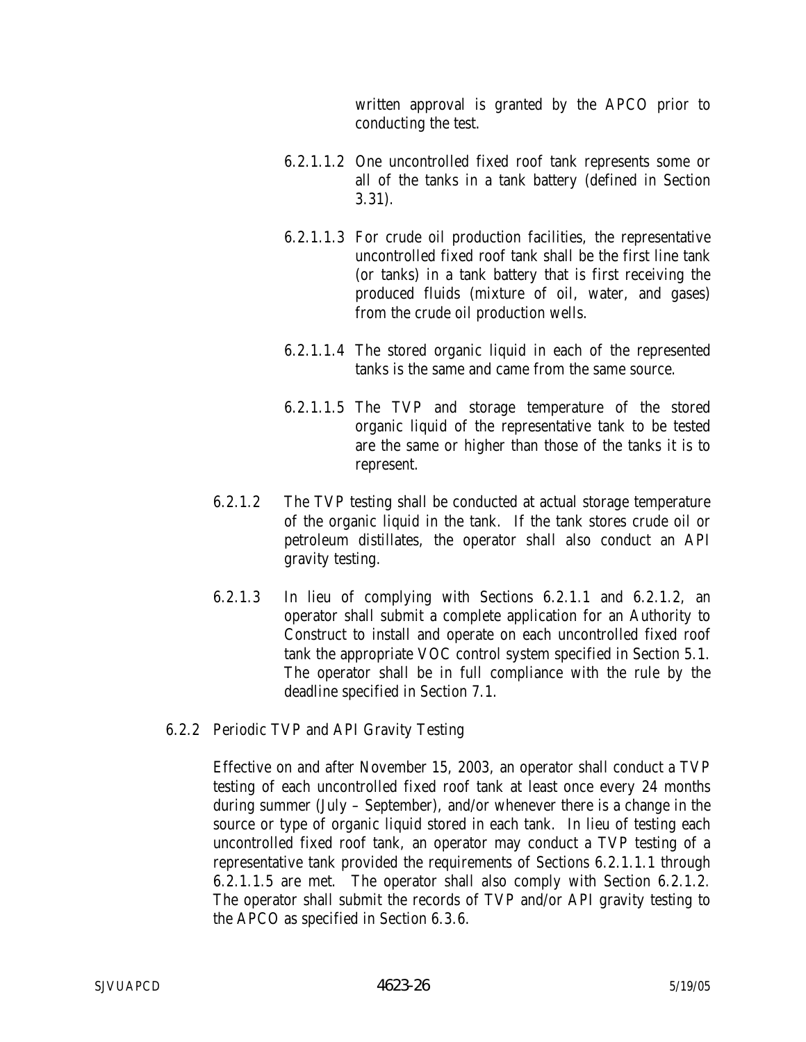written approval is granted by the APCO prior to conducting the test.

6.2.1.1.2 One uncontrolled fixed roof tank represents some or all of the tanks in a tank battery (defined in Section 3.31).

6.2.1.1.3 For crude oil production facilities, the representative uncontrolled fixed roof tank shall be the first line tank (or tanks) in a tank battery that is first receiving the produced fluids (mixture of oil, water, and gases) from the crude oil production wells.

6.2.1.1.4 The stored organic liquid in each of the represented tanks is the same and came from the same source.

6.2.1.1.5 The TVP and storage temperature of the stored organic liquid of the representative tank to be tested are the same or higher than those of the tanks it is to represent.

6.2.1.2 The TVP testing shall be conducted at actual storage temperature of the organic liquid in the tank. If the tank stores crude oil or petroleum distillates, the operator shall also conduct an API gravity testing.

6.2.1.3 In lieu of complying with Sections 6.2.1.1 and 6.2.1.2, an operator shall submit a complete application for an Authority to Construct to install and operate on each uncontrolled fixed roof tank the appropriate VOC control system specified in Section 5.1. The operator shall be in full compliance with the rule by the deadline specified in Section 7.1.

6.2.2 Periodic TVP and API Gravity Testing

Effective on and after November 15, 2003, an operator shall conduct a TVP testing of each uncontrolled fixed roof tank at least once every 24 months during summer (July – September), and/or whenever there is a change in the source or type of organic liquid stored in each tank. In lieu of testing each uncontrolled fixed roof tank, an operator may conduct a TVP testing of a representative tank provided the requirements of Sections 6.2.1.1.1 through 6.2.1.1.5 are met. The operator shall also comply with Section 6.2.1.2. The operator shall submit the records of TVP and/or API gravity testing to the APCO as specified in Section 6.3.6.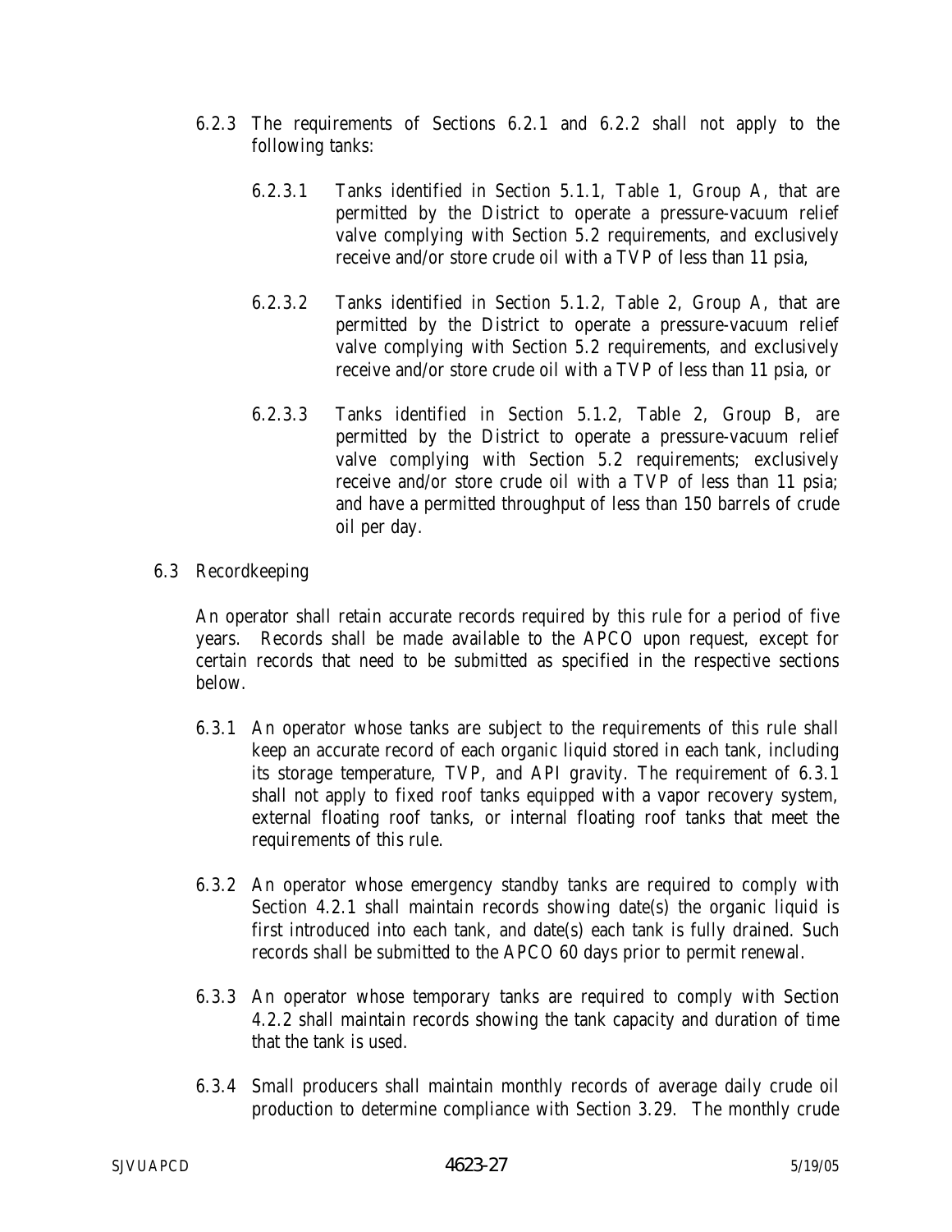6.2.3 The requirements of Sections 6.2.1 and 6.2.2 shall not apply to the following tanks:

6.2.3.1 Tanks identified in Section 5.1.1, Table 1, Group A, that are permitted by the District to operate a pressure-vacuum relief valve complying with Section 5.2 requirements, and exclusively receive and/or store crude oil with a TVP of less than 11 psia,

6.2.3.2 Tanks identified in Section 5.1.2, Table 2, Group A, that are permitted by the District to operate a pressure-vacuum relief valve complying with Section 5.2 requirements, and exclusively receive and/or store crude oil with a TVP of less than 11 psia, or

6.2.3.3 Tanks identified in Section 5.1.2, Table 2, Group B, are permitted by the District to operate a pressure-vacuum relief valve complying with Section 5.2 requirements; exclusively receive and/or store crude oil with a TVP of less than 11 psia; and have a permitted throughput of less than 150 barrels of crude oil per day.

6.3 Recordkeeping

An operator shall retain accurate records required by this rule for a period of five years. Records shall be made available to the APCO upon request, except for certain records that need to be submitted as specified in the respective sections below.

6.3.1 An operator whose tanks are subject to the requirements of this rule shall keep an accurate record of each organic liquid stored in each tank, including its storage temperature, TVP, and API gravity. The requirement of 6.3.1 shall not apply to fixed roof tanks equipped with a vapor recovery system, external floating roof tanks, or internal floating roof tanks that meet the requirements of this rule.

6.3.2 An operator whose emergency standby tanks are required to comply with Section 4.2.1 shall maintain records showing date(s) the organic liquid is first introduced into each tank, and date(s) each tank is fully drained. Such records shall be submitted to the APCO 60 days prior to permit renewal.

6.3.3 An operator whose temporary tanks are required to comply with Section 4.2.2 shall maintain records showing the tank capacity and duration of time that the tank is used.

6.3.4 Small producers shall maintain monthly records of average daily crude oil production to determine compliance with Section 3.29. The monthly crude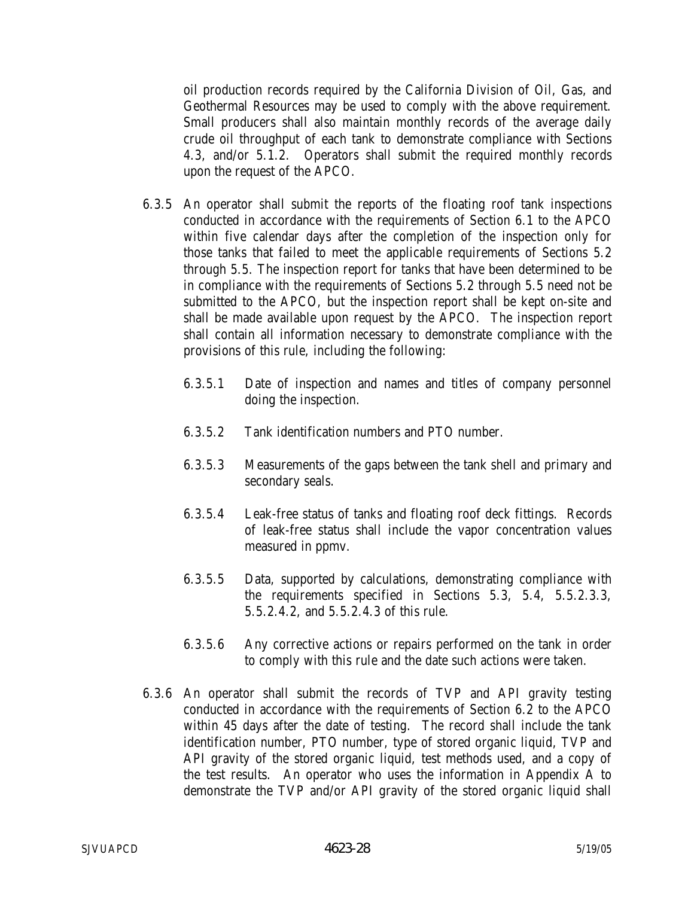oil production records required by the California Division of Oil, Gas, and Geothermal Resources may be used to comply with the above requirement. Small producers shall also maintain monthly records of the average daily crude oil throughput of each tank to demonstrate compliance with Sections 4.3, and/or 5.1.2. Operators shall submit the required monthly records upon the request of the APCO.

6.3.5 An operator shall submit the reports of the floating roof tank inspections conducted in accordance with the requirements of Section 6.1 to the APCO within five calendar days after the completion of the inspection only for those tanks that failed to meet the applicable requirements of Sections 5.2 through 5.5. The inspection report for tanks that have been determined to be in compliance with the requirements of Sections 5.2 through 5.5 need not be submitted to the APCO, but the inspection report shall be kept on-site and shall be made available upon request by the APCO. The inspection report shall contain all information necessary to demonstrate compliance with the provisions of this rule, including the following:

6.3.5.1 Date of inspection and names and titles of company personnel doing the inspection.

6.3.5.2 Tank identification numbers and PTO number.

6.3.5.3 Measurements of the gaps between the tank shell and primary and secondary seals.

6.3.5.4 Leak-free status of tanks and floating roof deck fittings. Records of leak-free status shall include the vapor concentration values measured in ppmv.

6.3.5.5 Data, supported by calculations, demonstrating compliance with the requirements specified in Sections 5.3, 5.4, 5.5.2.3.3, 5.5.2.4.2, and 5.5.2.4.3 of this rule.

6.3.5.6 Any corrective actions or repairs performed on the tank in order to comply with this rule and the date such actions were taken.

6.3.6 An operator shall submit the records of TVP and API gravity testing conducted in accordance with the requirements of Section 6.2 to the APCO within 45 days after the date of testing. The record shall include the tank identification number, PTO number, type of stored organic liquid, TVP and API gravity of the stored organic liquid, test methods used, and a copy of the test results. An operator who uses the information in Appendix A to demonstrate the TVP and/or API gravity of the stored organic liquid shall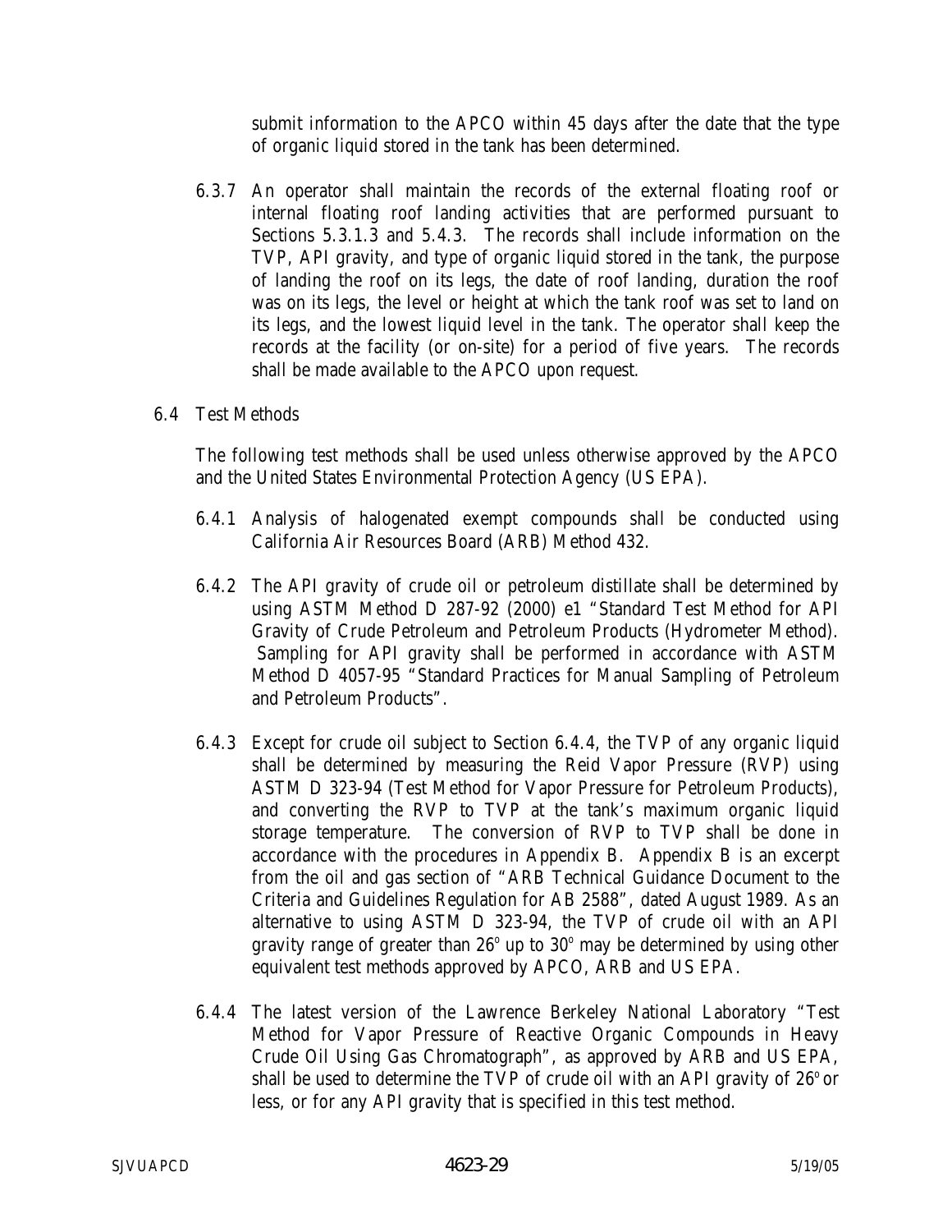submit information to the APCO within 45 days after the date that the type of organic liquid stored in the tank has been determined.

6.3.7 An operator shall maintain the records of the external floating roof or internal floating roof landing activities that are performed pursuant to Sections 5.3.1.3 and 5.4.3. The records shall include information on the TVP, API gravity, and type of organic liquid stored in the tank, the purpose of landing the roof on its legs, the date of roof landing, duration the roof was on its legs, the level or height at which the tank roof was set to land on its legs, and the lowest liquid level in the tank. The operator shall keep the records at the facility (or on-site) for a period of five years. The records shall be made available to the APCO upon request.

6.4 Test Methods

The following test methods shall be used unless otherwise approved by the APCO and the United States Environmental Protection Agency (US EPA).

6.4.1 Analysis of halogenated exempt compounds shall be conducted using California Air Resources Board (ARB) Method 432.

6.4.2 The API gravity of crude oil or petroleum distillate shall be determined by using ASTM Method D 287-92 (2000) e1 "Standard Test Method for API Gravity of Crude Petroleum and Petroleum Products (Hydrometer Method). Sampling for API gravity shall be performed in accordance with ASTM Method D 4057-95 "Standard Practices for Manual Sampling of Petroleum and Petroleum Products".

6.4.3 Except for crude oil subject to Section 6.4.4, the TVP of any organic liquid shall be determined by measuring the Reid Vapor Pressure (RVP) using ASTM D 323-94 (Test Method for Vapor Pressure for Petroleum Products), and converting the RVP to TVP at the tank's maximum organic liquid storage temperature. The conversion of RVP to TVP shall be done in accordance with the procedures in Appendix B. Appendix B is an excerpt from the oil and gas section of "ARB Technical Guidance Document to the Criteria and Guidelines Regulation for AB 2588", dated August 1989. As an alternative to using ASTM D 323-94, the TVP of crude oil with an API gravity range of greater than 26° up to 30° may be determined by using other equivalent test methods approved by APCO, ARB and US EPA.

6.4.4 The latest version of the Lawrence Berkeley National Laboratory "Test Method for Vapor Pressure of Reactive Organic Compounds in Heavy Crude Oil Using Gas Chromatograph", as approved by ARB and US EPA, shall be used to determine the TVP of crude oil with an API gravity of 26° or less, or for any API gravity that is specified in this test method.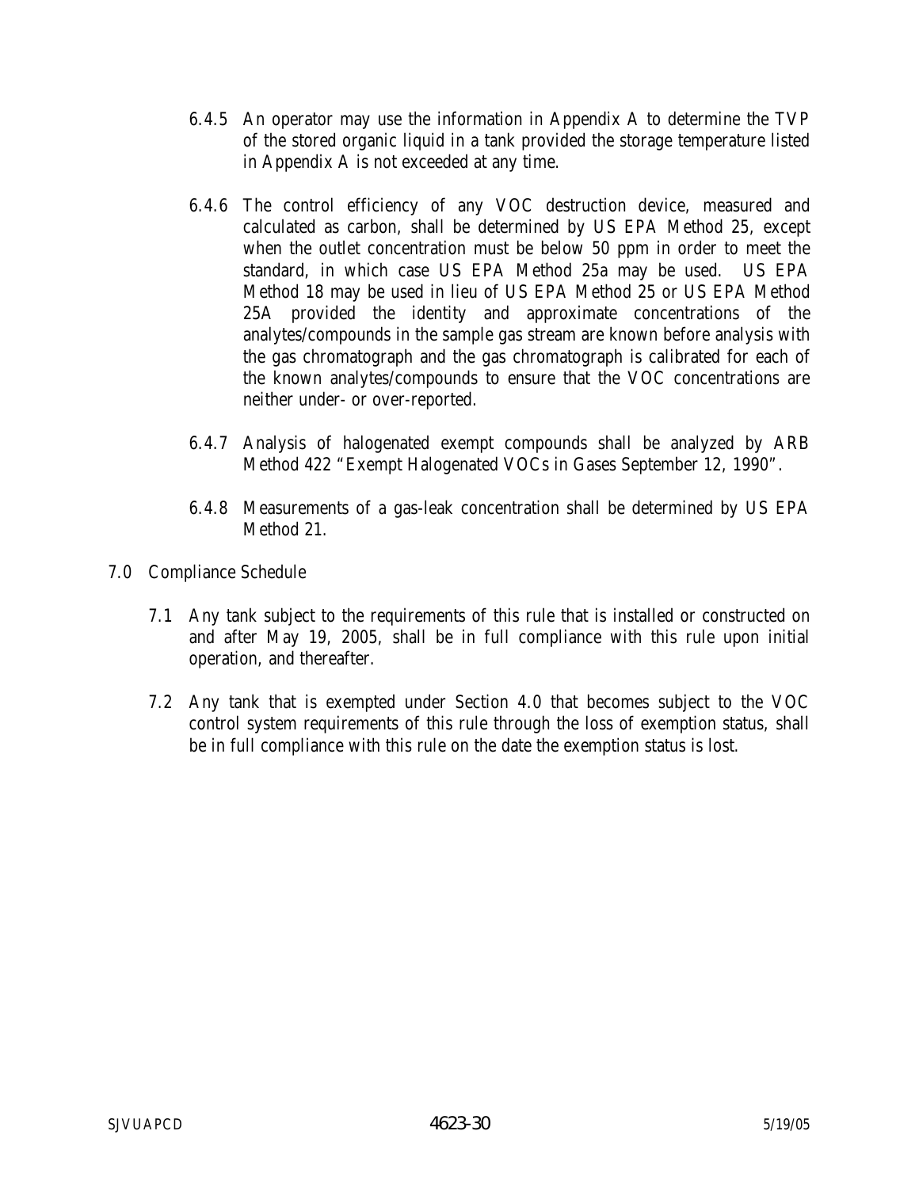6.4.5 An operator may use the information in Appendix A to determine the TVP of the stored organic liquid in a tank provided the storage temperature listed in Appendix A is not exceeded at any time.

6.4.6 The control efficiency of any VOC destruction device, measured and calculated as carbon, shall be determined by US EPA Method 25, except when the outlet concentration must be below 50 ppm in order to meet the standard, in which case US EPA Method 25a may be used. US EPA Method 18 may be used in lieu of US EPA Method 25 or US EPA Method 25A provided the identity and approximate concentrations of the analytes/compounds in the sample gas stream are known before analysis with the gas chromatograph and the gas chromatograph is calibrated for each of the known analytes/compounds to ensure that the VOC concentrations are neither under- or over-reported.

6.4.7 Analysis of halogenated exempt compounds shall be analyzed by ARB Method 422 "Exempt Halogenated VOCs in Gases September 12, 1990".

6.4.8 Measurements of a gas-leak concentration shall be determined by US EPA Method 21.

## 7.0 Compliance Schedule

7.1 Any tank subject to the requirements of this rule that is installed or constructed on and after May 19, 2005, shall be in full compliance with this rule upon initial operation, and thereafter.

7.2 Any tank that is exempted under Section 4.0 that becomes subject to the VOC control system requirements of this rule through the loss of exemption status, shall be in full compliance with this rule on the date the exemption status is lost.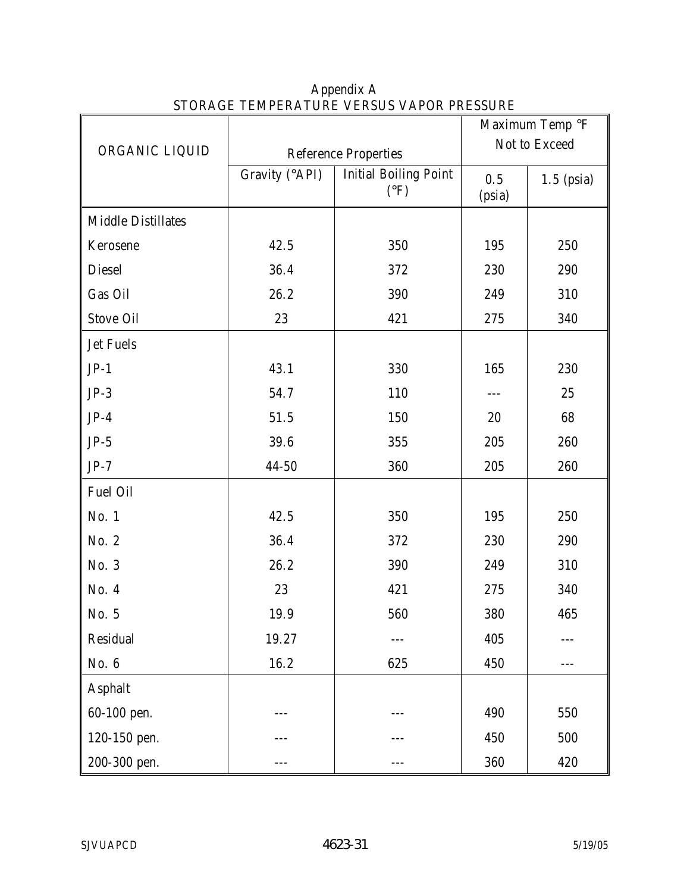Appendix A

STORAGE TEMPERATURE VERSUS VAPOR PRESSURE

| ORGANIC LIQUID | Reference Properties | | Maximum Temp °F Not to Exceed | |
|---|---|---|---|---|
| | Gravity (°API) | Initial Boiling Point (°F) | 0.5 (psia) | 1.5 (psia) |
| Middle Distillates | | | | |
| Kerosene | 42.5 | 350 | 195 | 250 |
| Diesel | 36.4 | 372 | 230 | 290 |
| Gas Oil | 26.2 | 390 | 249 | 310 |
| Stove Oil | 23 | 421 | 275 | 340 |
| Jet Fuels | | | | |
| JP-1 | 43.1 | 330 | 165 | 230 |
| JP-3 | 54.7 | 110 | --- | 25 |
| JP-4 | 51.5 | 150 | 20 | 68 |
| JP-5 | 39.6 | 355 | 205 | 260 |
| JP-7 | 44-50 | 360 | 205 | 260 |
| Fuel Oil | | | | |
| No. 1 | 42.5 | 350 | 195 | 250 |
| No. 2 | 36.4 | 372 | 230 | 290 |
| No. 3 | 26.2 | 390 | 249 | 310 |
| No. 4 | 23 | 421 | 275 | 340 |
| No. 5 | 19.9 | 560 | 380 | 465 |
| Residual | 19.27 | --- | 405 | --- |
| No. 6 | 16.2 | 625 | 450 | --- |
| Asphalt | | | | |
| 60-100 pen. | --- | --- | 490 | 550 |
| 120-150 pen. | --- | --- | 450 | 500 |
| 200-300 pen. | --- | --- | 360 | 420 |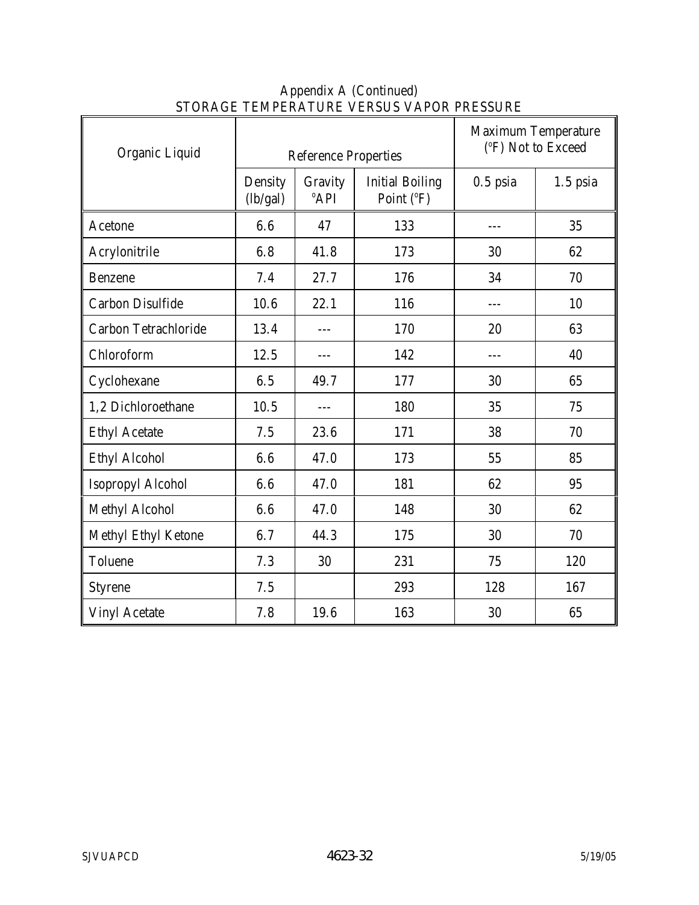Appendix A (Continued)

STORAGE TEMPERATURE VERSUS VAPOR PRESSURE

| Organic Liquid | Reference Properties | | | Maximum Temperature (°F) Not to Exceed | |
|---|---|---|---|---|---|
| | Density (lb/gal) | Gravity °API | Initial Boiling Point (°F) | 0.5 psia | 1.5 psia |
| Acetone | 6.6 | 47 | 133 | --- | 35 |
| Acrylonitrile | 6.8 | 41.8 | 173 | 30 | 62 |
| Benzene | 7.4 | 27.7 | 176 | 34 | 70 |
| Carbon Disulfide | 10.6 | 22.1 | 116 | --- | 10 |
| Carbon Tetrachloride | 13.4 | --- | 170 | 20 | 63 |
| Chloroform | 12.5 | --- | 142 | --- | 40 |
| Cyclohexane | 6.5 | 49.7 | 177 | 30 | 65 |
| 1,2 Dichloroethane | 10.5 | --- | 180 | 35 | 75 |
| Ethyl Acetate | 7.5 | 23.6 | 171 | 38 | 70 |
| Ethyl Alcohol | 6.6 | 47.0 | 173 | 55 | 85 |
| Isopropyl Alcohol | 6.6 | 47.0 | 181 | 62 | 95 |
| Methyl Alcohol | 6.6 | 47.0 | 148 | 30 | 62 |
| Methyl Ethyl Ketone | 6.7 | 44.3 | 175 | 30 | 70 |
| Toluene | 7.3 | 30 | 231 | 75 | 120 |
| Styrene | 7.5 | | 293 | 128 | 167 |
| Vinyl Acetate | 7.8 | 19.6 | 163 | 30 | 65 |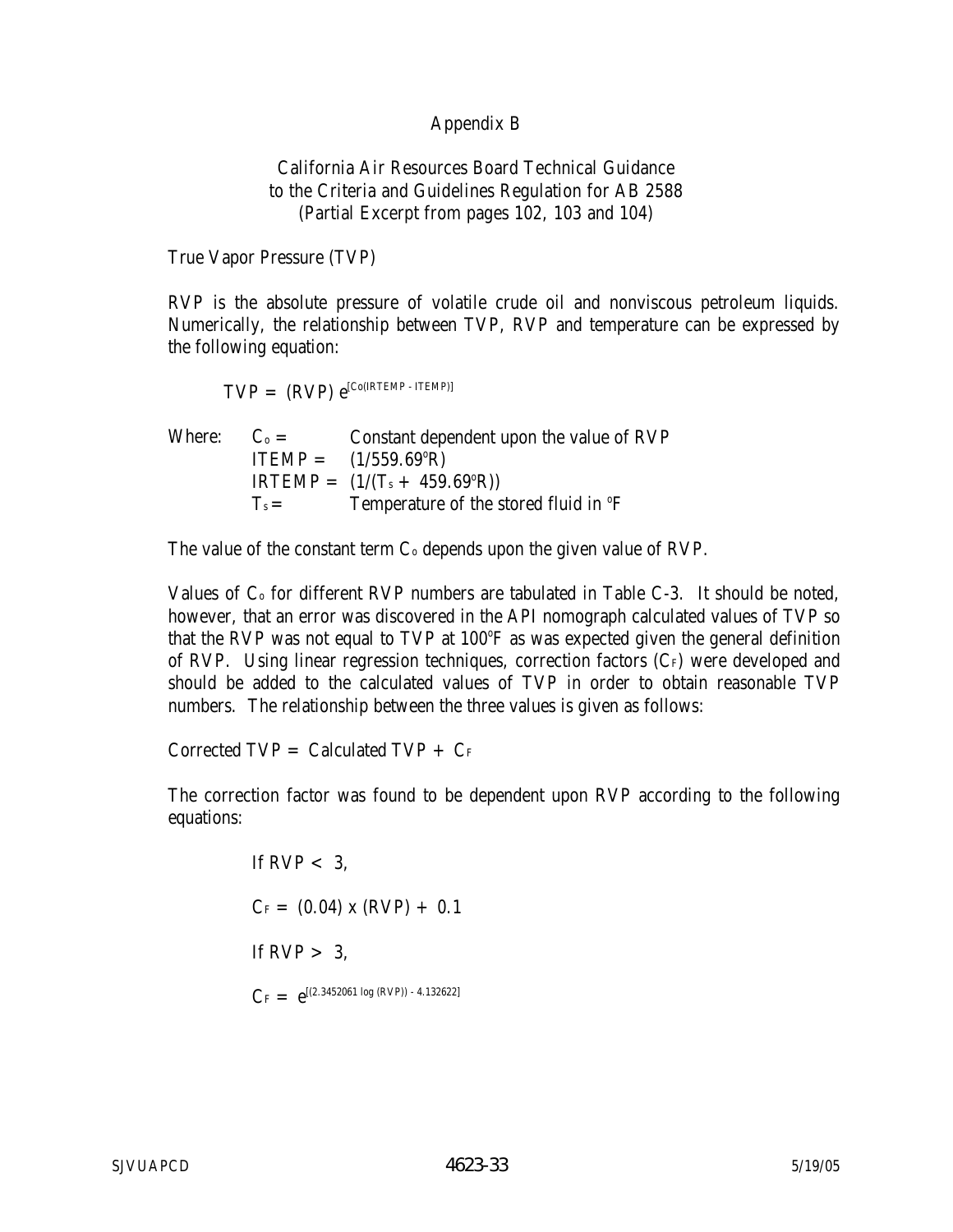# Appendix B

## California Air Resources Board Technical Guidance to the Criteria and Guidelines Regulation for AB 2588
(Partial Excerpt from pages 102, 103 and 104)

True Vapor Pressure (TVP)

RVP is the absolute pressure of volatile crude oil and nonviscous petroleum liquids. Numerically, the relationship between TVP, RVP and temperature can be expressed by the following equation:

$$TVP = (RVP)\, e^{[C_o(IRTEMP - ITEMP)]}$$

Where:
- $C_o$ = Constant dependent upon the value of RVP
- ITEMP = $(1/559.69^{o}R)$
- IRTEMP = $(1/(T_s + 459.69^{o}R))$
- $T_s$ = Temperature of the stored fluid in $^{o}F$

The value of the constant term $C_o$ depends upon the given value of RVP.

Values of $C_o$ for different RVP numbers are tabulated in Table C-3. It should be noted, however, that an error was discovered in the API nomograph calculated values of TVP so that the RVP was not equal to TVP at $100^{o}F$ as was expected given the general definition of RVP. Using linear regression techniques, correction factors ($C_F$) were developed and should be added to the calculated values of TVP in order to obtain reasonable TVP numbers. The relationship between the three values is given as follows:

Corrected TVP = Calculated TVP + $C_F$

The correction factor was found to be dependent upon RVP according to the following equations:

If RVP < 3,

$$C_F = (0.04) \times (RVP) + 0.1$$

If RVP > 3,

$$C_F = e^{[(2.3452061 \log (RVP)) - 4.132622]}$$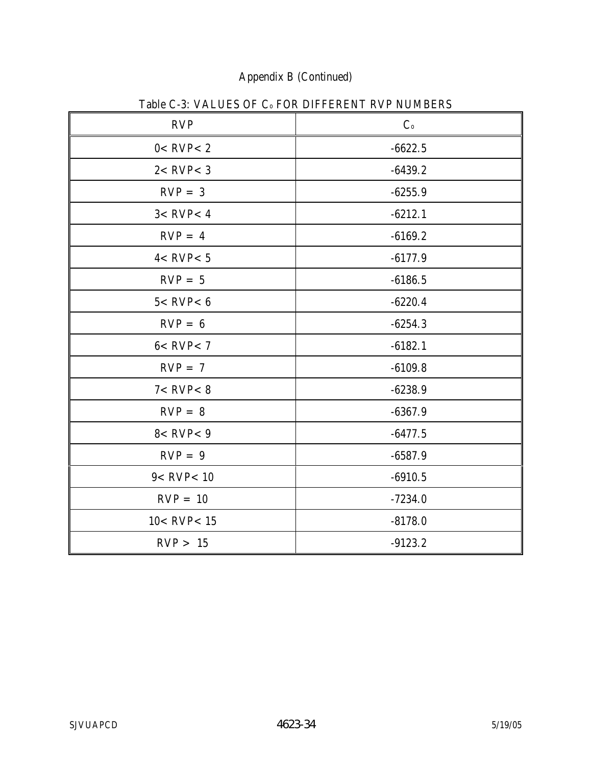Appendix B (Continued)

Table C-3: VALUES OF $C_o$ FOR DIFFERENT RVP NUMBERS

| RVP | $C_o$ |
|---|---|
| 0< RVP< 2 | -6622.5 |
| 2< RVP< 3 | -6439.2 |
| RVP = 3 | -6255.9 |
| 3< RVP< 4 | -6212.1 |
| RVP = 4 | -6169.2 |
| 4< RVP< 5 | -6177.9 |
| RVP = 5 | -6186.5 |
| 5< RVP< 6 | -6220.4 |
| RVP = 6 | -6254.3 |
| 6< RVP< 7 | -6182.1 |
| RVP = 7 | -6109.8 |
| 7< RVP< 8 | -6238.9 |
| RVP = 8 | -6367.9 |
| 8< RVP< 9 | -6477.5 |
| RVP = 9 | -6587.9 |
| 9< RVP< 10 | -6910.5 |
| RVP = 10 | -7234.0 |
| 10< RVP< 15 | -8178.0 |
| RVP > 15 | -9123.2 |